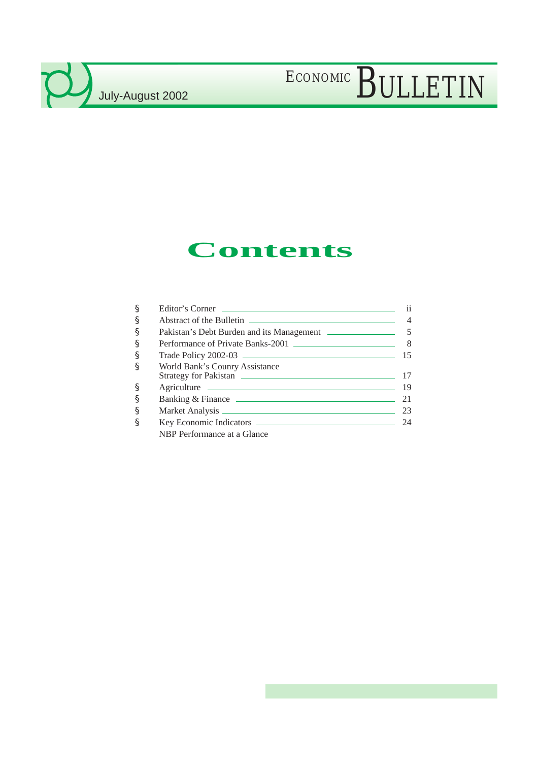# ECONOMIC BULLETIN

July-August 2002

## Contents

- § Editor's Corner — ii
- § Abstract of the Bulletin — 4
- § Pakistan's Debt Burden and its Management — 5
- § Performance of Private Banks-2001 — 8
- § Trade Policy 2002-03 — 15
- § World Bank's Counry Assistance Strategy for Pakistan — 17
- § Agriculture — 19
- § Banking & Finance — 21
- § Market Analysis — 23
- § Key Economic Indicators — 24

NBP Performance at a Glance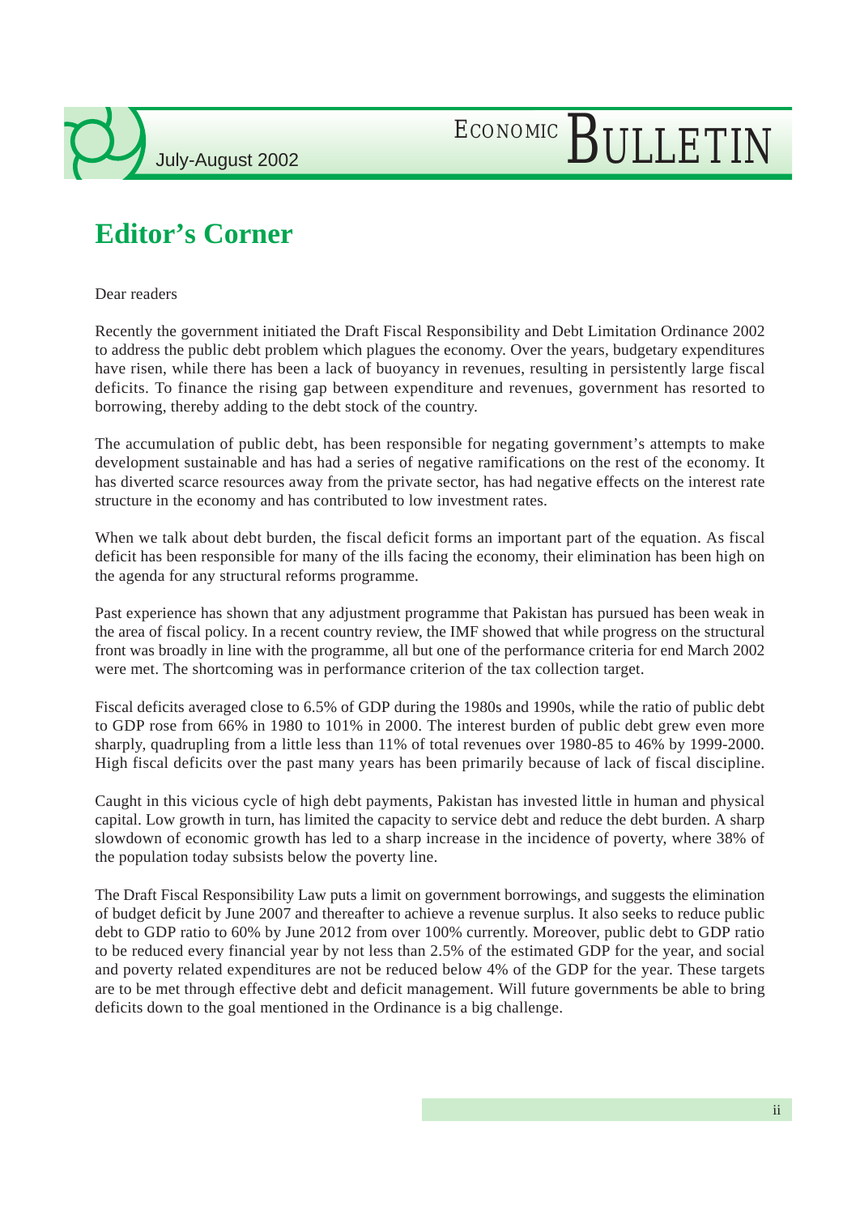# Editor's Corner

Dear readers

Recently the government initiated the Draft Fiscal Responsibility and Debt Limitation Ordinance 2002 to address the public debt problem which plagues the economy. Over the years, budgetary expenditures have risen, while there has been a lack of buoyancy in revenues, resulting in persistently large fiscal deficits. To finance the rising gap between expenditure and revenues, government has resorted to borrowing, thereby adding to the debt stock of the country.

The accumulation of public debt, has been responsible for negating government's attempts to make development sustainable and has had a series of negative ramifications on the rest of the economy. It has diverted scarce resources away from the private sector, has had negative effects on the interest rate structure in the economy and has contributed to low investment rates.

When we talk about debt burden, the fiscal deficit forms an important part of the equation. As fiscal deficit has been responsible for many of the ills facing the economy, their elimination has been high on the agenda for any structural reforms programme.

Past experience has shown that any adjustment programme that Pakistan has pursued has been weak in the area of fiscal policy. In a recent country review, the IMF showed that while progress on the structural front was broadly in line with the programme, all but one of the performance criteria for end March 2002 were met. The shortcoming was in performance criterion of the tax collection target.

Fiscal deficits averaged close to 6.5% of GDP during the 1980s and 1990s, while the ratio of public debt to GDP rose from 66% in 1980 to 101% in 2000. The interest burden of public debt grew even more sharply, quadrupling from a little less than 11% of total revenues over 1980-85 to 46% by 1999-2000. High fiscal deficits over the past many years has been primarily because of lack of fiscal discipline.

Caught in this vicious cycle of high debt payments, Pakistan has invested little in human and physical capital. Low growth in turn, has limited the capacity to service debt and reduce the debt burden. A sharp slowdown of economic growth has led to a sharp increase in the incidence of poverty, where 38% of the population today subsists below the poverty line.

The Draft Fiscal Responsibility Law puts a limit on government borrowings, and suggests the elimination of budget deficit by June 2007 and thereafter to achieve a revenue surplus. It also seeks to reduce public debt to GDP ratio to 60% by June 2012 from over 100% currently. Moreover, public debt to GDP ratio to be reduced every financial year by not less than 2.5% of the estimated GDP for the year, and social and poverty related expenditures are not be reduced below 4% of the GDP for the year. These targets are to be met through effective debt and deficit management. Will future governments be able to bring deficits down to the goal mentioned in the Ordinance is a big challenge.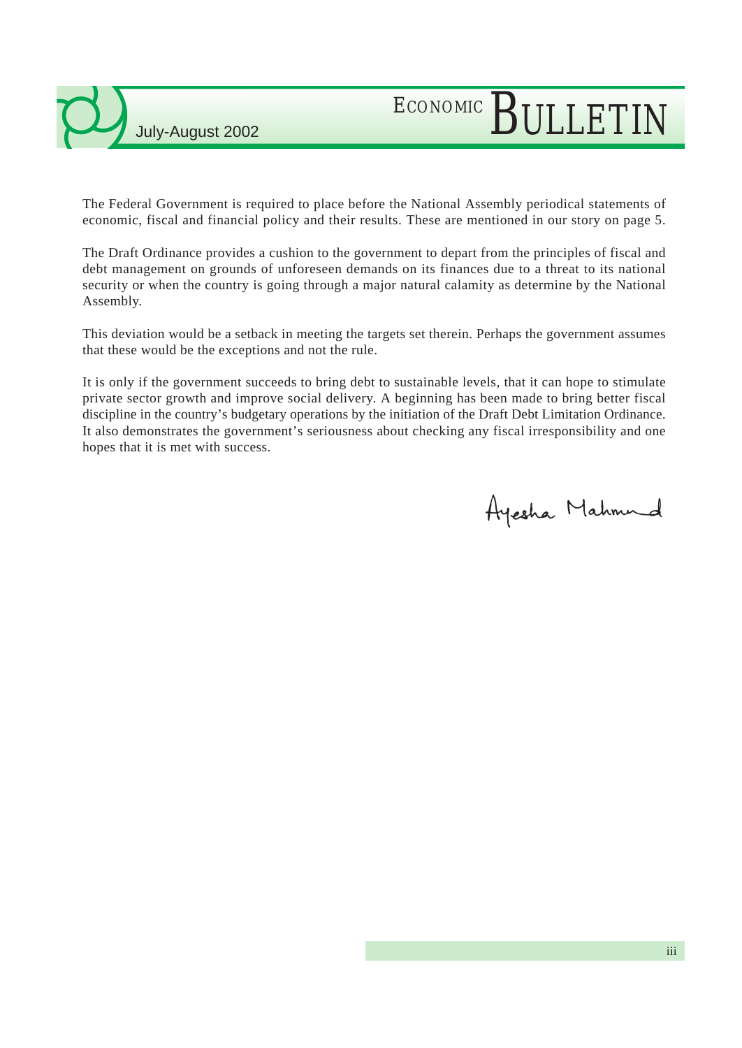The Federal Government is required to place before the National Assembly periodical statements of economic, fiscal and financial policy and their results. These are mentioned in our story on page 5.

The Draft Ordinance provides a cushion to the government to depart from the principles of fiscal and debt management on grounds of unforeseen demands on its finances due to a threat to its national security or when the country is going through a major natural calamity as determine by the National Assembly.

This deviation would be a setback in meeting the targets set therein. Perhaps the government assumes that these would be the exceptions and not the rule.

It is only if the government succeeds to bring debt to sustainable levels, that it can hope to stimulate private sector growth and improve social delivery. A beginning has been made to bring better fiscal discipline in the country's budgetary operations by the initiation of the Draft Debt Limitation Ordinance. It also demonstrates the government's seriousness about checking any fiscal irresponsibility and one hopes that it is met with success.

Ayesha Mahmud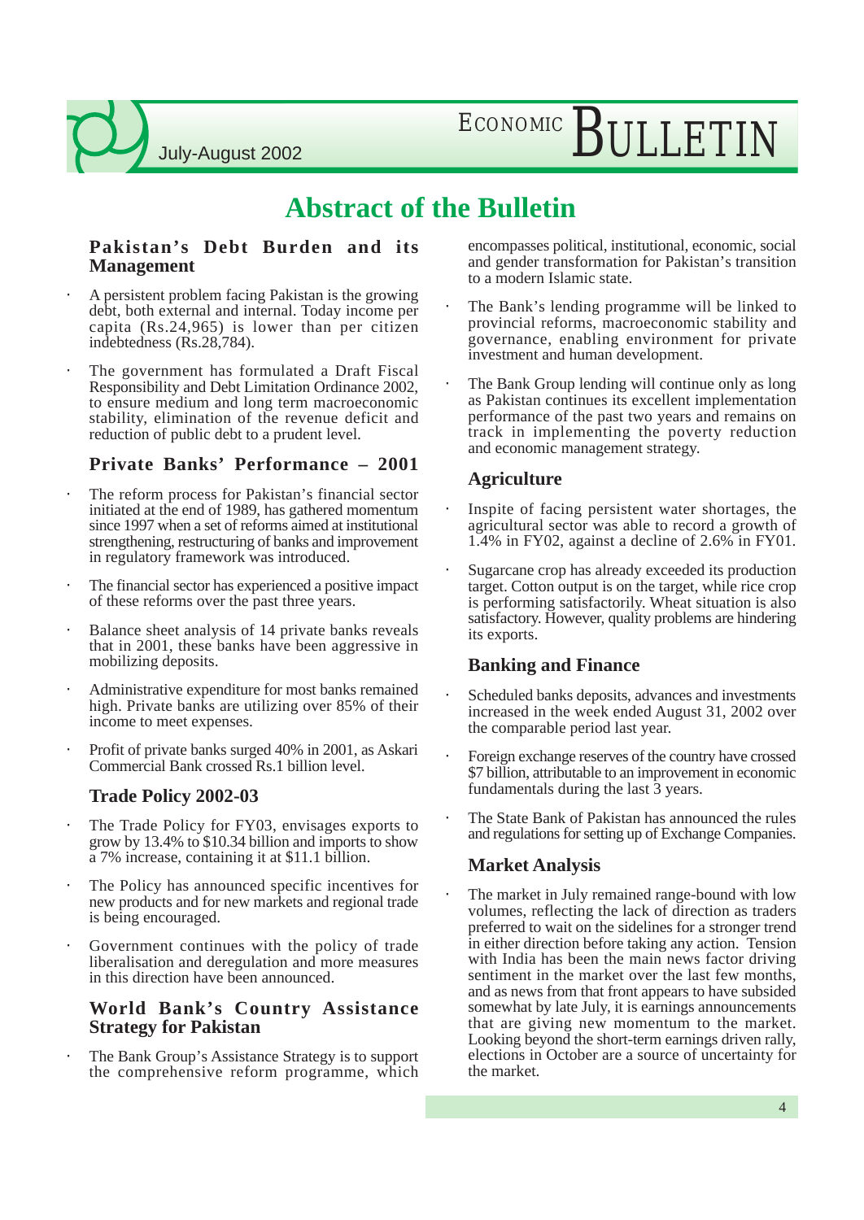# Abstract of the Bulletin

## Pakistan's Debt Burden and its Management

- A persistent problem facing Pakistan is the growing debt, both external and internal. Today income per capita (Rs.24,965) is lower than per citizen indebtedness (Rs.28,784).
- The government has formulated a Draft Fiscal Responsibility and Debt Limitation Ordinance 2002, to ensure medium and long term macroeconomic stability, elimination of the revenue deficit and reduction of public debt to a prudent level.

## Private Banks' Performance – 2001

- The reform process for Pakistan's financial sector initiated at the end of 1989, has gathered momentum since 1997 when a set of reforms aimed at institutional strengthening, restructuring of banks and improvement in regulatory framework was introduced.
- The financial sector has experienced a positive impact of these reforms over the past three years.
- Balance sheet analysis of 14 private banks reveals that in 2001, these banks have been aggressive in mobilizing deposits.
- Administrative expenditure for most banks remained high. Private banks are utilizing over 85% of their income to meet expenses.
- Profit of private banks surged 40% in 2001, as Askari Commercial Bank crossed Rs.1 billion level.

## Trade Policy 2002-03

- The Trade Policy for FY03, envisages exports to grow by 13.4% to $10.34 billion and imports to show a 7% increase, containing it at $11.1 billion.
- The Policy has announced specific incentives for new products and for new markets and regional trade is being encouraged.
- Government continues with the policy of trade liberalisation and deregulation and more measures in this direction have been announced.

## World Bank's Country Assistance Strategy for Pakistan

- The Bank Group's Assistance Strategy is to support the comprehensive reform programme, which encompasses political, institutional, economic, social and gender transformation for Pakistan's transition to a modern Islamic state.
- The Bank's lending programme will be linked to provincial reforms, macroeconomic stability and governance, enabling environment for private investment and human development.
- The Bank Group lending will continue only as long as Pakistan continues its excellent implementation performance of the past two years and remains on track in implementing the poverty reduction and economic management strategy.

## Agriculture

- Inspite of facing persistent water shortages, the agricultural sector was able to record a growth of 1.4% in FY02, against a decline of 2.6% in FY01.
- Sugarcane crop has already exceeded its production target. Cotton output is on the target, while rice crop is performing satisfactorily. Wheat situation is also satisfactory. However, quality problems are hindering its exports.

## Banking and Finance

- Scheduled banks deposits, advances and investments increased in the week ended August 31, 2002 over the comparable period last year.
- Foreign exchange reserves of the country have crossed $7 billion, attributable to an improvement in economic fundamentals during the last 3 years.
- The State Bank of Pakistan has announced the rules and regulations for setting up of Exchange Companies.

## Market Analysis

- The market in July remained range-bound with low volumes, reflecting the lack of direction as traders preferred to wait on the sidelines for a stronger trend in either direction before taking any action. Tension with India has been the main news factor driving sentiment in the market over the last few months, and as news from that front appears to have subsided somewhat by late July, it is earnings announcements that are giving new momentum to the market. Looking beyond the short-term earnings driven rally, elections in October are a source of uncertainty for the market.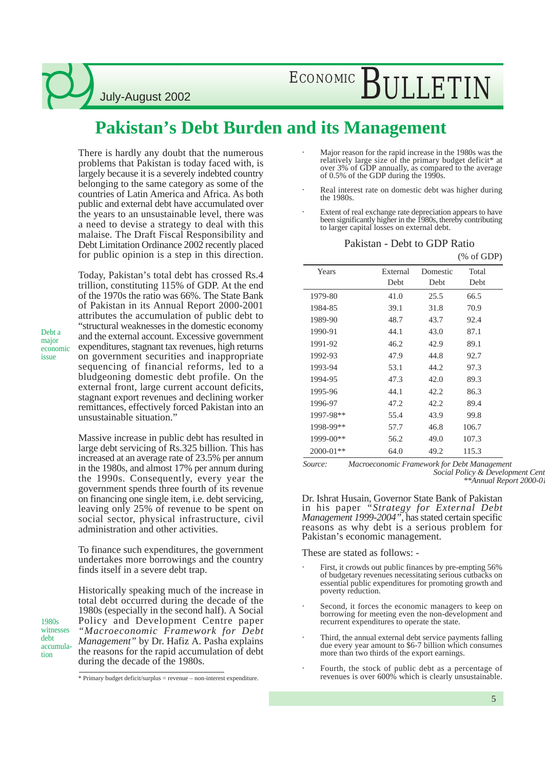# Pakistan's Debt Burden and its Management

There is hardly any doubt that the numerous problems that Pakistan is today faced with, is largely because it is a severely indebted country belonging to the same category as some of the countries of Latin America and Africa. As both public and external debt have accumulated over the years to an unsustainable level, there was a need to devise a strategy to deal with this malaise. The Draft Fiscal Responsibility and Debt Limitation Ordinance 2002 recently placed for public opinion is a step in this direction.

Debt a major economic issue

Today, Pakistan's total debt has crossed Rs.4 trillion, constituting 115% of GDP. At the end of the 1970s the ratio was 66%. The State Bank of Pakistan in its Annual Report 2000-2001 attributes the accumulation of public debt to "structural weaknesses in the domestic economy and the external account. Excessive government expenditures, stagnant tax revenues, high returns on government securities and inappropriate sequencing of financial reforms, led to a bludgeoning domestic debt profile. On the external front, large current account deficits, stagnant export revenues and declining worker remittances, effectively forced Pakistan into an unsustainable situation."

Massive increase in public debt has resulted in large debt servicing of Rs.325 billion. This has increased at an average rate of 23.5% per annum in the 1980s, and almost 17% per annum during the 1990s. Consequently, every year the government spends three fourth of its revenue on financing one single item, i.e. debt servicing, leaving only 25% of revenue to be spent on social sector, physical infrastructure, civil administration and other activities.

To finance such expenditures, the government undertakes more borrowings and the country finds itself in a severe debt trap.

1980s witnesses debt accumulation

Historically speaking much of the increase in total debt occurred during the decade of the 1980s (especially in the second half). A Social Policy and Development Centre paper *"Macroeconomic Framework for Debt Management"* by Dr. Hafiz A. Pasha explains the reasons for the rapid accumulation of debt during the decade of the 1980s.

- Major reason for the rapid increase in the 1980s was the relatively large size of the primary budget deficit* at over 3% of GDP annually, as compared to the average of 0.5% of the GDP during the 1990s.
- Real interest rate on domestic debt was higher during the 1980s.
- Extent of real exchange rate depreciation appears to have been significantly higher in the 1980s, thereby contributing to larger capital losses on external debt.

Pakistan - Debt to GDP Ratio

(% of GDP)

| Years | External Debt | Domestic Debt | Total Debt |
|---|---|---|---|
| 1979-80 | 41.0 | 25.5 | 66.5 |
| 1984-85 | 39.1 | 31.8 | 70.9 |
| 1989-90 | 48.7 | 43.7 | 92.4 |
| 1990-91 | 44.1 | 43.0 | 87.1 |
| 1991-92 | 46.2 | 42.9 | 89.1 |
| 1992-93 | 47.9 | 44.8 | 92.7 |
| 1993-94 | 53.1 | 44.2 | 97.3 |
| 1994-95 | 47.3 | 42.0 | 89.3 |
| 1995-96 | 44.1 | 42.2 | 86.3 |
| 1996-97 | 47.2 | 42.2 | 89.4 |
| 1997-98** | 55.4 | 43.9 | 99.8 |
| 1998-99** | 57.7 | 46.8 | 106.7 |
| 1999-00** | 56.2 | 49.0 | 107.3 |
| 2000-01** | 64.0 | 49.2 | 115.3 |

Source: *Macroeconomic Framework for Debt Management Social Policy & Development Cent*
*\*\*Annual Report 2000-01*

Dr. Ishrat Husain, Governor State Bank of Pakistan in his paper *"Strategy for External Debt Management 1999-2004"*, has stated certain specific reasons as why debt is a serious problem for Pakistan's economic management.

These are stated as follows: -

- First, it crowds out public finances by pre-empting 56% of budgetary revenues necessitating serious cutbacks on essential public expenditures for promoting growth and poverty reduction.
- Second, it forces the economic managers to keep on borrowing for meeting even the non-development and recurrent expenditures to operate the state.
- Third, the annual external debt service payments falling due every year amount to $6-7 billion which consumes more than two thirds of the export earnings.
- Fourth, the stock of public debt as a percentage of revenues is over 600% which is clearly unsustainable.

\* Primary budget deficit/surplus = revenue – non-interest expenditure.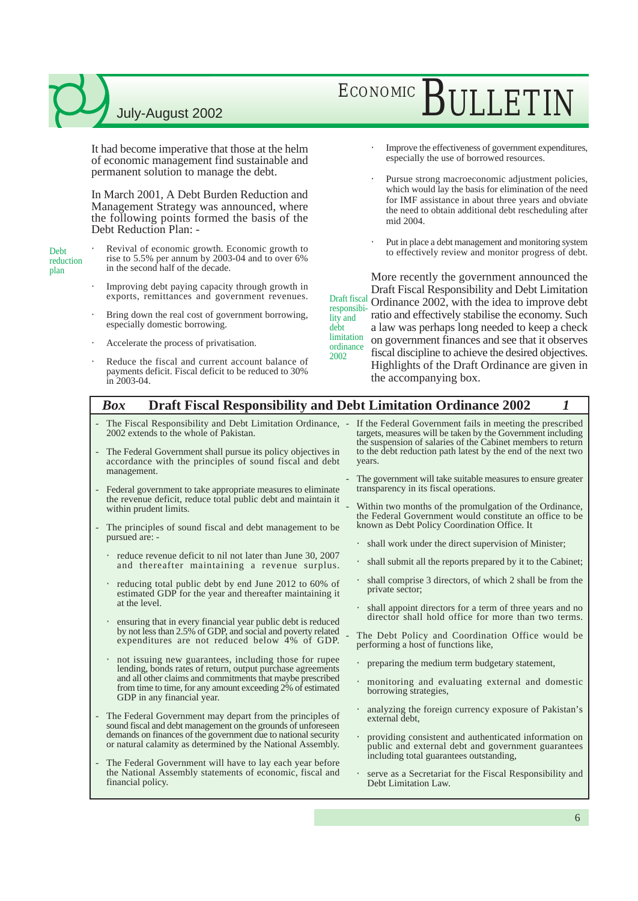It had become imperative that those at the helm of economic management find sustainable and permanent solution to manage the debt.

In March 2001, A Debt Burden Reduction and Management Strategy was announced, where the following points formed the basis of the Debt Reduction Plan: -

Debt reduction plan

- Revival of economic growth. Economic growth to rise to 5.5% per annum by 2003-04 and to over 6% in the second half of the decade.
- Improving debt paying capacity through growth in exports, remittances and government revenues.
- Bring down the real cost of government borrowing, especially domestic borrowing.
- Accelerate the process of privatisation.
- Reduce the fiscal and current account balance of payments deficit. Fiscal deficit to be reduced to 30% in 2003-04.
- Improve the effectiveness of government expenditures, especially the use of borrowed resources.
- Pursue strong macroeconomic adjustment policies, which would lay the basis for elimination of the need for IMF assistance in about three years and obviate the need to obtain additional debt rescheduling after mid 2004.
- Put in place a debt management and monitoring system to effectively review and monitor progress of debt.

Draft fiscal responsibility and debt limitation ordinance 2002

More recently the government announced the Draft Fiscal Responsibility and Debt Limitation Ordinance 2002, with the idea to improve debt ratio and effectively stabilise the economy. Such a law was perhaps long needed to keep a check on government finances and see that it observes fiscal discipline to achieve the desired objectives. Highlights of the Draft Ordinance are given in the accompanying box.

## *Box* Draft Fiscal Responsibility and Debt Limitation Ordinance 2002 *1*

- The Fiscal Responsibility and Debt Limitation Ordinance, 2002 extends to the whole of Pakistan.
- The Federal Government shall pursue its policy objectives in accordance with the principles of sound fiscal and debt management.
- Federal government to take appropriate measures to eliminate the revenue deficit, reduce total public debt and maintain it within prudent limits.
- The principles of sound fiscal and debt management to be pursued are: -
  - reduce revenue deficit to nil not later than June 30, 2007 and thereafter maintaining a revenue surplus.
  - reducing total public debt by end June 2012 to 60% of estimated GDP for the year and thereafter maintaining it at the level.
  - ensuring that in every financial year public debt is reduced by not less than 2.5% of GDP, and social and poverty related expenditures are not reduced below 4% of GDP.
  - not issuing new guarantees, including those for rupee lending, bonds rates of return, output purchase agreements and all other claims and commitments that maybe prescribed from time to time, for any amount exceeding 2% of estimated GDP in any financial year.
- The Federal Government may depart from the principles of sound fiscal and debt management on the grounds of unforeseen demands on finances of the government due to national security or natural calamity as determined by the National Assembly.
- The Federal Government will have to lay each year before the National Assembly statements of economic, fiscal and financial policy.
- If the Federal Government fails in meeting the prescribed targets, measures will be taken by the Government including the suspension of salaries of the Cabinet members to return to the debt reduction path latest by the end of the next two years.
- The government will take suitable measures to ensure greater transparency in its fiscal operations.
- Within two months of the promulgation of the Ordinance, the Federal Government would constitute an office to be known as Debt Policy Coordination Office. It
  - shall work under the direct supervision of Minister;
  - shall submit all the reports prepared by it to the Cabinet;
  - shall comprise 3 directors, of which 2 shall be from the private sector;
  - shall appoint directors for a term of three years and no director shall hold office for more than two terms.
- The Debt Policy and Coordination Office would be performing a host of functions like,
  - preparing the medium term budgetary statement,
  - monitoring and evaluating external and domestic borrowing strategies,
  - analyzing the foreign currency exposure of Pakistan's external debt,
  - providing consistent and authenticated information on public and external debt and government guarantees including total guarantees outstanding,
  - serve as a Secretariat for the Fiscal Responsibility and Debt Limitation Law.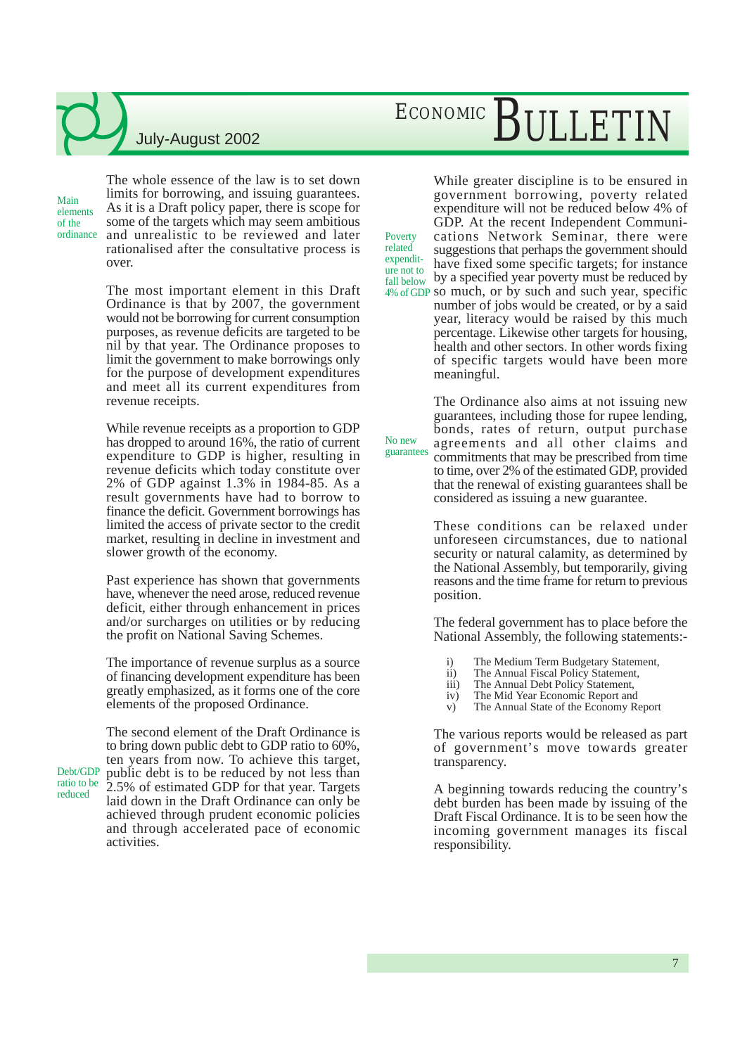Main elements of the ordinance

The whole essence of the law is to set down limits for borrowing, and issuing guarantees. As it is a Draft policy paper, there is scope for some of the targets which may seem ambitious and unrealistic to be reviewed and later rationalised after the consultative process is over.

The most important element in this Draft Ordinance is that by 2007, the government would not be borrowing for current consumption purposes, as revenue deficits are targeted to be nil by that year. The Ordinance proposes to limit the government to make borrowings only for the purpose of development expenditures and meet all its current expenditures from revenue receipts.

While revenue receipts as a proportion to GDP has dropped to around 16%, the ratio of current expenditure to GDP is higher, resulting in revenue deficits which today constitute over 2% of GDP against 1.3% in 1984-85. As a result governments have had to borrow to finance the deficit. Government borrowings has limited the access of private sector to the credit market, resulting in decline in investment and slower growth of the economy.

Past experience has shown that governments have, whenever the need arose, reduced revenue deficit, either through enhancement in prices and/or surcharges on utilities or by reducing the profit on National Saving Schemes.

The importance of revenue surplus as a source of financing development expenditure has been greatly emphasized, as it forms one of the core elements of the proposed Ordinance.

Debt/GDP ratio to be reduced

The second element of the Draft Ordinance is to bring down public debt to GDP ratio to 60%, ten years from now. To achieve this target, public debt is to be reduced by not less than 2.5% of estimated GDP for that year. Targets laid down in the Draft Ordinance can only be achieved through prudent economic policies and through accelerated pace of economic activities.

Poverty related expenditure not to fall below 4% of GDP

While greater discipline is to be ensured in government borrowing, poverty related expenditure will not be reduced below 4% of GDP. At the recent Independent Communications Network Seminar, there were suggestions that perhaps the government should have fixed some specific targets; for instance by a specified year poverty must be reduced by so much, or by such and such year, specific number of jobs would be created, or by a said year, literacy would be raised by this much percentage. Likewise other targets for housing, health and other sectors. In other words fixing of specific targets would have been more meaningful.

No new guarantees

The Ordinance also aims at not issuing new guarantees, including those for rupee lending, bonds, rates of return, output purchase agreements and all other claims and commitments that may be prescribed from time to time, over 2% of the estimated GDP, provided that the renewal of existing guarantees shall be considered as issuing a new guarantee.

These conditions can be relaxed under unforeseen circumstances, due to national security or natural calamity, as determined by the National Assembly, but temporarily, giving reasons and the time frame for return to previous position.

The federal government has to place before the National Assembly, the following statements:-

i) The Medium Term Budgetary Statement,
ii) The Annual Fiscal Policy Statement,
iii) The Annual Debt Policy Statement,
iv) The Mid Year Economic Report and
v) The Annual State of the Economy Report

The various reports would be released as part of government's move towards greater transparency.

A beginning towards reducing the country's debt burden has been made by issuing of the Draft Fiscal Ordinance. It is to be seen how the incoming government manages its fiscal responsibility.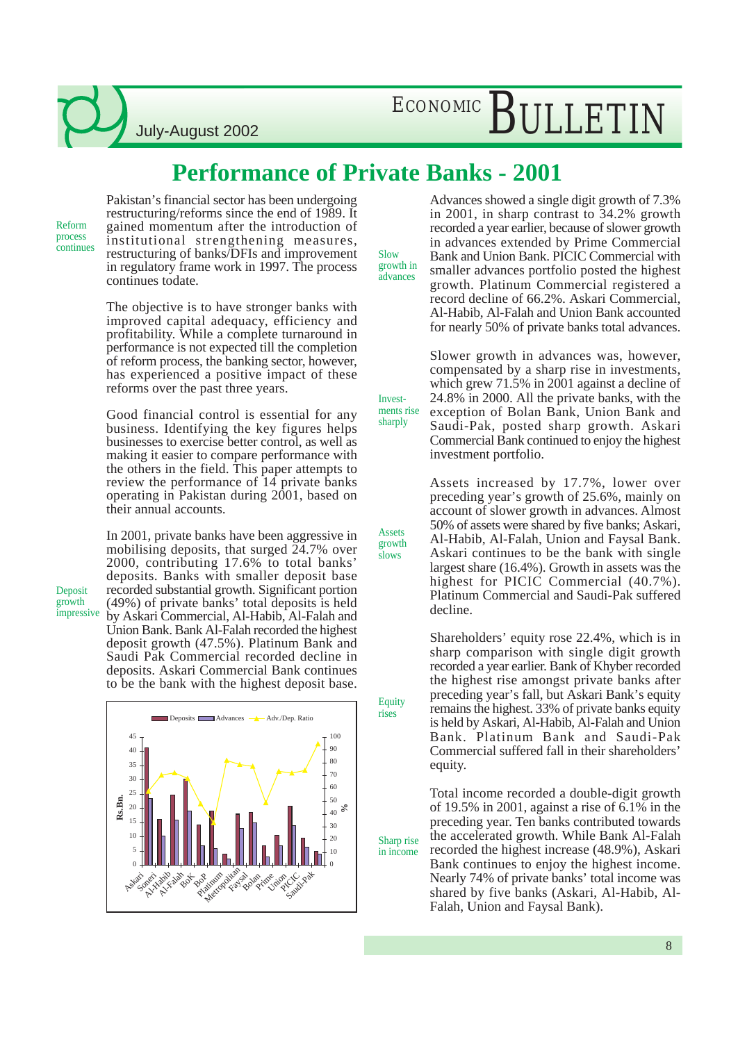# Performance of Private Banks - 2001

**Reform process continues**

Pakistan's financial sector has been undergoing restructuring/reforms since the end of 1989. It gained momentum after the introduction of institutional strengthening measures, restructuring of banks/DFIs and improvement in regulatory frame work in 1997. The process continues todate.

The objective is to have stronger banks with improved capital adequacy, efficiency and profitability. While a complete turnaround in performance is not expected till the completion of reform process, the banking sector, however, has experienced a positive impact of these reforms over the past three years.

Good financial control is essential for any business. Identifying the key figures helps businesses to exercise better control, as well as making it easier to compare performance with the others in the field. This paper attempts to review the performance of 14 private banks operating in Pakistan during 2001, based on their annual accounts.

**Deposit growth impressive**

In 2001, private banks have been aggressive in mobilising deposits, that surged 24.7% over 2000, contributing 17.6% to total banks' deposits. Banks with smaller deposit base recorded substantial growth. Significant portion (49%) of private banks' total deposits is held by Askari Commercial, Al-Habib, Al-Falah and Union Bank. Bank Al-Falah recorded the highest deposit growth (47.5%). Platinum Bank and Saudi Pak Commercial recorded decline in deposits. Askari Commercial Bank continues to be the bank with the highest deposit base.

**Slow growth in advances**

Advances showed a single digit growth of 7.3% in 2001, in sharp contrast to 34.2% growth recorded a year earlier, because of slower growth in advances extended by Prime Commercial Bank and Union Bank. PICIC Commercial with smaller advances portfolio posted the highest growth. Platinum Commercial registered a record decline of 66.2%. Askari Commercial, Al-Habib, Al-Falah and Union Bank accounted for nearly 50% of private banks total advances.

**Invest-ments rise sharply**

Slower growth in advances was, however, compensated by a sharp rise in investments, which grew 71.5% in 2001 against a decline of 24.8% in 2000. All the private banks, with the exception of Bolan Bank, Union Bank and Saudi-Pak, posted sharp growth. Askari Commercial Bank continued to enjoy the highest investment portfolio.

**Assets growth slows**

Assets increased by 17.7%, lower over preceding year's growth of 25.6%, mainly on account of slower growth in advances. Almost 50% of assets were shared by five banks; Askari, Al-Habib, Al-Falah, Union and Faysal Bank. Askari continues to be the bank with single largest share (16.4%). Growth in assets was the highest for PICIC Commercial (40.7%). Platinum Commercial and Saudi-Pak suffered decline.

**Equity rises**

Shareholders' equity rose 22.4%, which is in sharp comparison with single digit growth recorded a year earlier. Bank of Khyber recorded the highest rise amongst private banks after preceding year's fall, but Askari Bank's equity remains the highest. 33% of private banks equity is held by Askari, Al-Habib, Al-Falah and Union Bank. Platinum Bank and Saudi-Pak Commercial suffered fall in their shareholders' equity.

**Sharp rise in income**

Total income recorded a double-digit growth of 19.5% in 2001, against a rise of 6.1% in the preceding year. Ten banks contributed towards the accelerated growth. While Bank Al-Falah recorded the highest increase (48.9%), Askari Bank continues to enjoy the highest income. Nearly 74% of private banks' total income was shared by five banks (Askari, Al-Habib, Al-Falah, Union and Faysal Bank).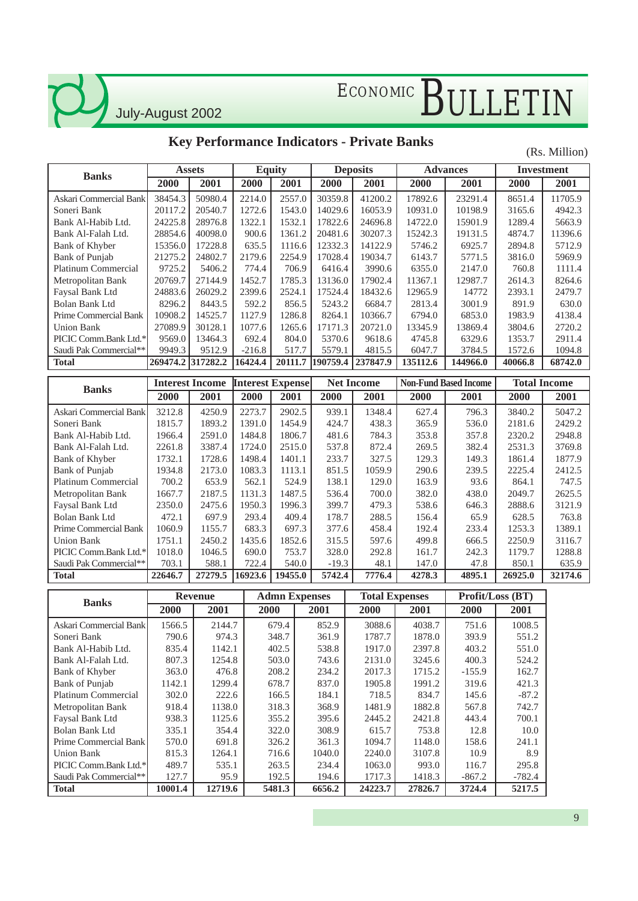## Key Performance Indicators - Private Banks

(Rs. Million)

| Banks | Assets | | Equity | | Deposits | | Advances | | Investment | |
|---|---|---|---|---|---|---|---|---|---|---|
| | 2000 | 2001 | 2000 | 2001 | 2000 | 2001 | 2000 | 2001 | 2000 | 2001 |
| Askari Commercial Bank | 38454.3 | 50980.4 | 2214.0 | 2557.0 | 30359.8 | 41200.2 | 17892.6 | 23291.4 | 8651.4 | 11705.9 |
| Soneri Bank | 20117.2 | 20540.7 | 1272.6 | 1543.0 | 14029.6 | 16053.9 | 10931.0 | 10198.9 | 3165.6 | 4942.3 |
| Bank Al-Habib Ltd. | 24225.8 | 28976.8 | 1322.1 | 1532.1 | 17822.6 | 24696.8 | 14722.0 | 15901.9 | 1289.4 | 5663.9 |
| Bank Al-Falah Ltd. | 28854.6 | 40098.0 | 900.6 | 1361.2 | 20481.6 | 30207.3 | 15242.3 | 19131.5 | 4874.7 | 11396.6 |
| Bank of Khyber | 15356.0 | 17228.8 | 635.5 | 1116.6 | 12332.3 | 14122.9 | 5746.2 | 6925.7 | 2894.8 | 5712.9 |
| Bank of Punjab | 21275.2 | 24802.7 | 2179.6 | 2254.9 | 17028.4 | 19034.7 | 6143.7 | 5771.5 | 3816.0 | 5969.9 |
| Platinum Commercial | 9725.2 | 5406.2 | 774.4 | 706.9 | 6416.4 | 3990.6 | 6355.0 | 2147.0 | 760.8 | 1111.4 |
| Metropolitan Bank | 20769.7 | 27144.9 | 1452.7 | 1785.3 | 13136.0 | 17902.4 | 11367.1 | 12987.7 | 2614.3 | 8264.6 |
| Faysal Bank Ltd | 24883.6 | 26029.2 | 2399.6 | 2524.1 | 17524.4 | 18432.6 | 12965.9 | 14772 | 2393.1 | 2479.7 |
| Bolan Bank Ltd | 8296.2 | 8443.5 | 592.2 | 856.5 | 5243.2 | 6684.7 | 2813.4 | 3001.9 | 891.9 | 630.0 |
| Prime Commercial Bank | 10908.2 | 14525.7 | 1127.9 | 1286.8 | 8264.1 | 10366.7 | 6794.0 | 6853.0 | 1983.9 | 4138.4 |
| Union Bank | 27089.9 | 30128.1 | 1077.6 | 1265.6 | 17171.3 | 20721.0 | 13345.9 | 13869.4 | 3804.6 | 2720.2 |
| PICIC Comm.Bank Ltd.* | 9569.0 | 13464.3 | 692.4 | 804.0 | 5370.6 | 9618.6 | 4745.8 | 6329.6 | 1353.7 | 2911.4 |
| Saudi Pak Commercial** | 9949.3 | 9512.9 | -216.8 | 517.7 | 5579.1 | 4815.5 | 6047.7 | 3784.5 | 1572.6 | 1094.8 |
| **Total** | **269474.2** | **317282.2** | **16424.4** | **20111.7** | **190759.4** | **237847.9** | **135112.6** | **144966.0** | **40066.8** | **68742.0** |

| Banks | Interest Income | | Interest Expense | | Net Income | | Non-Fund Based Income | | Total Income | |
|---|---|---|---|---|---|---|---|---|---|---|
| | 2000 | 2001 | 2000 | 2001 | 2000 | 2001 | 2000 | 2001 | 2000 | 2001 |
| Askari Commercial Bank | 3212.8 | 4250.9 | 2273.7 | 2902.5 | 939.1 | 1348.4 | 627.4 | 796.3 | 3840.2 | 5047.2 |
| Soneri Bank | 1815.7 | 1893.2 | 1391.0 | 1454.9 | 424.7 | 438.3 | 365.9 | 536.0 | 2181.6 | 2429.2 |
| Bank Al-Habib Ltd. | 1966.4 | 2591.0 | 1484.8 | 1806.7 | 481.6 | 784.3 | 353.8 | 357.8 | 2320.2 | 2948.8 |
| Bank Al-Falah Ltd. | 2261.8 | 3387.4 | 1724.0 | 2515.0 | 537.8 | 872.4 | 269.5 | 382.4 | 2531.3 | 3769.8 |
| Bank of Khyber | 1732.1 | 1728.6 | 1498.4 | 1401.1 | 233.7 | 327.5 | 129.3 | 149.3 | 1861.4 | 1877.9 |
| Bank of Punjab | 1934.8 | 2173.0 | 1083.3 | 1113.1 | 851.5 | 1059.9 | 290.6 | 239.5 | 2225.4 | 2412.5 |
| Platinum Commercial | 700.2 | 653.9 | 562.1 | 524.9 | 138.1 | 129.0 | 163.9 | 93.6 | 864.1 | 747.5 |
| Metropolitan Bank | 1667.7 | 2187.5 | 1131.3 | 1487.5 | 536.4 | 700.0 | 382.0 | 438.0 | 2049.7 | 2625.5 |
| Faysal Bank Ltd | 2350.0 | 2475.6 | 1950.3 | 1996.3 | 399.7 | 479.3 | 538.6 | 646.3 | 2888.6 | 3121.9 |
| Bolan Bank Ltd | 472.1 | 697.9 | 293.4 | 409.4 | 178.7 | 288.5 | 156.4 | 65.9 | 628.5 | 763.8 |
| Prime Commercial Bank | 1060.9 | 1155.7 | 683.3 | 697.3 | 377.6 | 458.4 | 192.4 | 233.4 | 1253.3 | 1389.1 |
| Union Bank | 1751.1 | 2450.2 | 1435.6 | 1852.6 | 315.5 | 597.6 | 499.8 | 666.5 | 2250.9 | 3116.7 |
| PICIC Comm.Bank Ltd.* | 1018.0 | 1046.5 | 690.0 | 753.7 | 328.0 | 292.8 | 161.7 | 242.3 | 1179.7 | 1288.8 |
| Saudi Pak Commercial** | 703.1 | 588.1 | 722.4 | 540.0 | -19.3 | 48.1 | 147.0 | 47.8 | 850.1 | 635.9 |
| **Total** | **22646.7** | **27279.5** | **16923.6** | **19455.0** | **5742.4** | **7776.4** | **4278.3** | **4895.1** | **26925.0** | **32174.6** |

| Banks | Revenue | | Admn Expenses | | Total Expenses | | Profit/Loss (BT) | |
|---|---|---|---|---|---|---|---|---|
| | 2000 | 2001 | 2000 | 2001 | 2000 | 2001 | 2000 | 2001 |
| Askari Commercial Bank | 1566.5 | 2144.7 | 679.4 | 852.9 | 3088.6 | 4038.7 | 751.6 | 1008.5 |
| Soneri Bank | 790.6 | 974.3 | 348.7 | 361.9 | 1787.7 | 1878.0 | 393.9 | 551.2 |
| Bank Al-Habib Ltd. | 835.4 | 1142.1 | 402.5 | 538.8 | 1917.0 | 2397.8 | 403.2 | 551.0 |
| Bank Al-Falah Ltd. | 807.3 | 1254.8 | 503.0 | 743.6 | 2131.0 | 3245.6 | 400.3 | 524.2 |
| Bank of Khyber | 363.0 | 476.8 | 208.2 | 234.2 | 2017.3 | 1715.2 | -155.9 | 162.7 |
| Bank of Punjab | 1142.1 | 1299.4 | 678.7 | 837.0 | 1905.8 | 1991.2 | 319.6 | 421.3 |
| Platinum Commercial | 302.0 | 222.6 | 166.5 | 184.1 | 718.5 | 834.7 | 145.6 | -87.2 |
| Metropolitan Bank | 918.4 | 1138.0 | 318.3 | 368.9 | 1481.9 | 1882.8 | 567.8 | 742.7 |
| Faysal Bank Ltd | 938.3 | 1125.6 | 355.2 | 395.6 | 2445.2 | 2421.8 | 443.4 | 700.1 |
| Bolan Bank Ltd | 335.1 | 354.4 | 322.0 | 308.9 | 615.7 | 753.8 | 12.8 | 10.0 |
| Prime Commercial Bank | 570.0 | 691.8 | 326.2 | 361.3 | 1094.7 | 1148.0 | 158.6 | 241.1 |
| Union Bank | 815.3 | 1264.1 | 716.6 | 1040.0 | 2240.0 | 3107.8 | 10.9 | 8.9 |
| PICIC Comm.Bank Ltd.* | 489.7 | 535.1 | 263.5 | 234.4 | 1063.0 | 993.0 | 116.7 | 295.8 |
| Saudi Pak Commercial** | 127.7 | 95.9 | 192.5 | 194.6 | 1717.3 | 1418.3 | -867.2 | -782.4 |
| **Total** | **10001.4** | **12719.6** | **5481.3** | **6656.2** | **24223.7** | **27826.7** | **3724.4** | **5217.5** |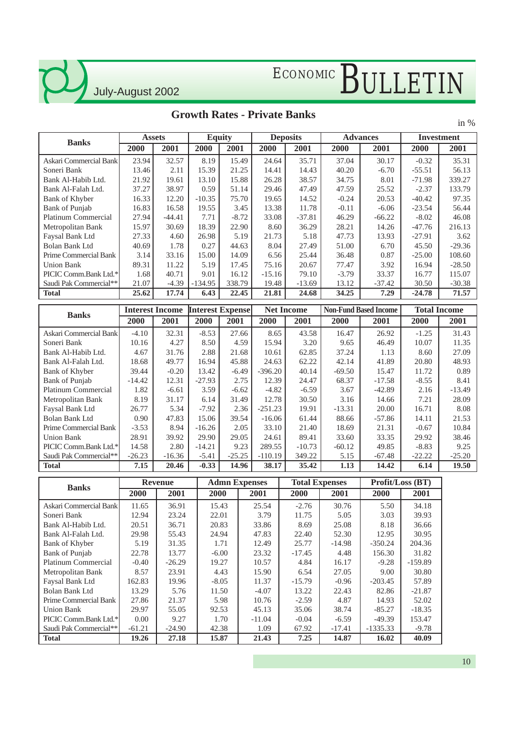## Growth Rates - Private Banks

in %

| Banks | Assets | | Equity | | Deposits | | Advances | | Investment | |
|---|---|---|---|---|---|---|---|---|---|---|
| | 2000 | 2001 | 2000 | 2001 | 2000 | 2001 | 2000 | 2001 | 2000 | 2001 |
| Askari Commercial Bank | 23.94 | 32.57 | 8.19 | 15.49 | 24.64 | 35.71 | 37.04 | 30.17 | -0.32 | 35.31 |
| Soneri Bank | 13.46 | 2.11 | 15.39 | 21.25 | 14.41 | 14.43 | 40.20 | -6.70 | -55.51 | 56.13 |
| Bank Al-Habib Ltd. | 21.92 | 19.61 | 13.10 | 15.88 | 26.28 | 38.57 | 34.75 | 8.01 | -71.98 | 339.27 |
| Bank Al-Falah Ltd. | 37.27 | 38.97 | 0.59 | 51.14 | 29.46 | 47.49 | 47.59 | 25.52 | -2.37 | 133.79 |
| Bank of Khyber | 16.33 | 12.20 | -10.35 | 75.70 | 19.65 | 14.52 | -0.24 | 20.53 | -40.42 | 97.35 |
| Bank of Punjab | 16.83 | 16.58 | 19.55 | 3.45 | 13.38 | 11.78 | -0.11 | -6.06 | -23.54 | 56.44 |
| Platinum Commercial | 27.94 | -44.41 | 7.71 | -8.72 | 33.08 | -37.81 | 46.29 | -66.22 | -8.02 | 46.08 |
| Metropolitan Bank | 15.97 | 30.69 | 18.39 | 22.90 | 8.60 | 36.29 | 28.21 | 14.26 | -47.76 | 216.13 |
| Faysal Bank Ltd | 27.33 | 4.60 | 26.98 | 5.19 | 21.73 | 5.18 | 47.73 | 13.93 | -27.91 | 3.62 |
| Bolan Bank Ltd | 40.69 | 1.78 | 0.27 | 44.63 | 8.04 | 27.49 | 51.00 | 6.70 | 45.50 | -29.36 |
| Prime Commercial Bank | 3.14 | 33.16 | 15.00 | 14.09 | 6.56 | 25.44 | 36.48 | 0.87 | -25.00 | 108.60 |
| Union Bank | 89.31 | 11.22 | 5.19 | 17.45 | 75.16 | 20.67 | 77.47 | 3.92 | 16.94 | -28.50 |
| PICIC Comm.Bank Ltd.* | 1.68 | 40.71 | 9.01 | 16.12 | -15.16 | 79.10 | -3.79 | 33.37 | 16.77 | 115.07 |
| Saudi Pak Commercial** | 21.07 | -4.39 | -134.95 | 338.79 | 19.48 | -13.69 | 13.12 | -37.42 | 30.50 | -30.38 |
| **Total** | **25.62** | **17.74** | **6.43** | **22.45** | **21.81** | **24.68** | **34.25** | **7.29** | **-24.78** | **71.57** |

| Banks | Interest Income | | Interest Expense | | Net Income | | Non-Fund Based Income | | Total Income | |
|---|---|---|---|---|---|---|---|---|---|---|
| | 2000 | 2001 | 2000 | 2001 | 2000 | 2001 | 2000 | 2001 | 2000 | 2001 |
| Askari Commercial Bank | -4.10 | 32.31 | -8.53 | 27.66 | 8.65 | 43.58 | 16.47 | 26.92 | -1.25 | 31.43 |
| Soneri Bank | 10.16 | 4.27 | 8.50 | 4.59 | 15.94 | 3.20 | 9.65 | 46.49 | 10.07 | 11.35 |
| Bank Al-Habib Ltd. | 4.67 | 31.76 | 2.88 | 21.68 | 10.61 | 62.85 | 37.24 | 1.13 | 8.60 | 27.09 |
| Bank Al-Falah Ltd. | 18.68 | 49.77 | 16.94 | 45.88 | 24.63 | 62.22 | 42.14 | 41.89 | 20.80 | 48.93 |
| Bank of Khyber | 39.44 | -0.20 | 13.42 | -6.49 | -396.20 | 40.14 | -69.50 | 15.47 | 11.72 | 0.89 |
| Bank of Punjab | -14.42 | 12.31 | -27.93 | 2.75 | 12.39 | 24.47 | 68.37 | -17.58 | -8.55 | 8.41 |
| Platinum Commercial | 1.82 | -6.61 | 3.59 | -6.62 | -4.82 | -6.59 | 3.67 | -42.89 | 2.16 | -13.49 |
| Metropolitan Bank | 8.19 | 31.17 | 6.14 | 31.49 | 12.78 | 30.50 | 3.16 | 14.66 | 7.21 | 28.09 |
| Faysal Bank Ltd | 26.77 | 5.34 | -7.92 | 2.36 | -251.23 | 19.91 | -13.31 | 20.00 | 16.71 | 8.08 |
| Bolan Bank Ltd | 0.90 | 47.83 | 15.06 | 39.54 | -16.06 | 61.44 | 88.66 | -57.86 | 14.11 | 21.53 |
| Prime Commercial Bank | -3.53 | 8.94 | -16.26 | 2.05 | 33.10 | 21.40 | 18.69 | 21.31 | -0.67 | 10.84 |
| Union Bank | 28.91 | 39.92 | 29.90 | 29.05 | 24.61 | 89.41 | 33.60 | 33.35 | 29.92 | 38.46 |
| PICIC Comm.Bank Ltd.* | 14.58 | 2.80 | -14.21 | 9.23 | 289.55 | -10.73 | -60.12 | 49.85 | -8.83 | 9.25 |
| Saudi Pak Commercial** | -26.23 | -16.36 | -5.41 | -25.25 | -110.19 | 349.22 | 5.15 | -67.48 | -22.22 | -25.20 |
| **Total** | **7.15** | **20.46** | **-0.33** | **14.96** | **38.17** | **35.42** | **1.13** | **14.42** | **6.14** | **19.50** |

| Banks | Revenue | | Admn Expenses | | Total Expenses | | Profit/Loss (BT) | |
|---|---|---|---|---|---|---|---|---|
| | 2000 | 2001 | 2000 | 2001 | 2000 | 2001 | 2000 | 2001 |
| Askari Commercial Bank | 11.65 | 36.91 | 15.43 | 25.54 | -2.76 | 30.76 | 5.50 | 34.18 |
| Soneri Bank | 12.94 | 23.24 | 22.01 | 3.79 | 11.75 | 5.05 | 3.03 | 39.93 |
| Bank Al-Habib Ltd. | 20.51 | 36.71 | 20.83 | 33.86 | 8.69 | 25.08 | 8.18 | 36.66 |
| Bank Al-Falah Ltd. | 29.98 | 55.43 | 24.94 | 47.83 | 22.40 | 52.30 | 12.95 | 30.95 |
| Bank of Khyber | 5.19 | 31.35 | 1.71 | 12.49 | 25.77 | -14.98 | -350.24 | 204.36 |
| Bank of Punjab | 22.78 | 13.77 | -6.00 | 23.32 | -17.45 | 4.48 | 156.30 | 31.82 |
| Platinum Commercial | -0.40 | -26.29 | 19.27 | 10.57 | 4.84 | 16.17 | -9.28 | -159.89 |
| Metropolitan Bank | 8.57 | 23.91 | 4.43 | 15.90 | 6.54 | 27.05 | 9.00 | 30.80 |
| Faysal Bank Ltd | 162.83 | 19.96 | -8.05 | 11.37 | -15.79 | -0.96 | -203.45 | 57.89 |
| Bolan Bank Ltd | 13.29 | 5.76 | 11.50 | -4.07 | 13.22 | 22.43 | 82.86 | -21.87 |
| Prime Commercial Bank | 27.86 | 21.37 | 5.98 | 10.76 | -2.59 | 4.87 | 14.93 | 52.02 |
| Union Bank | 29.97 | 55.05 | 92.53 | 45.13 | 35.06 | 38.74 | -85.27 | -18.35 |
| PICIC Comm.Bank Ltd.* | 0.00 | 9.27 | 1.70 | -11.04 | -0.04 | -6.59 | -49.39 | 153.47 |
| Saudi Pak Commercial** | -61.21 | -24.90 | 42.38 | 1.09 | 67.92 | -17.41 | -1335.33 | -9.78 |
| **Total** | **19.26** | **27.18** | **15.87** | **21.43** | **7.25** | **14.87** | **16.02** | **40.09** |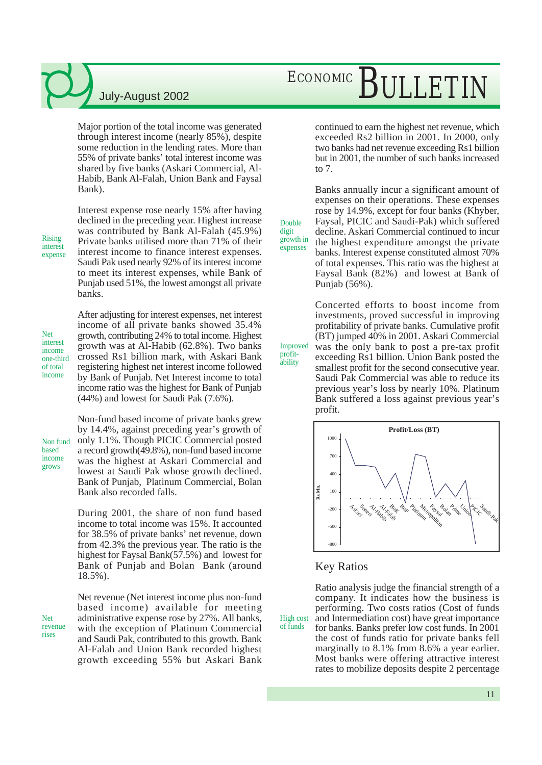Major portion of the total income was generated through interest income (nearly 85%), despite some reduction in the lending rates. More than 55% of private banks' total interest income was shared by five banks (Askari Commercial, Al-Habib, Bank Al-Falah, Union Bank and Faysal Bank).

**Rising interest expense**

Interest expense rose nearly 15% after having declined in the preceding year. Highest increase was contributed by Bank Al-Falah (45.9%) Private banks utilised more than 71% of their interest income to finance interest expenses. Saudi Pak used nearly 92% of its interest income to meet its interest expenses, while Bank of Punjab used 51%, the lowest amongst all private banks.

**Net interest income one-third of total income**

After adjusting for interest expenses, net interest income of all private banks showed 35.4% growth, contributing 24% to total income. Highest growth was at Al-Habib (62.8%). Two banks crossed Rs1 billion mark, with Askari Bank registering highest net interest income followed by Bank of Punjab. Net Interest income to total income ratio was the highest for Bank of Punjab (44%) and lowest for Saudi Pak (7.6%).

**Non fund based income grows**

Non-fund based income of private banks grew by 14.4%, against preceding year's growth of only 1.1%. Though PICIC Commercial posted a record growth(49.8%), non-fund based income was the highest at Askari Commercial and lowest at Saudi Pak whose growth declined. Bank of Punjab, Platinum Commercial, Bolan Bank also recorded falls.

During 2001, the share of non fund based income to total income was 15%. It accounted for 38.5% of private banks' net revenue, down from 42.3% the previous year. The ratio is the highest for Faysal Bank(57.5%) and lowest for Bank of Punjab and Bolan Bank (around 18.5%).

**Net revenue rises**

Net revenue (Net interest income plus non-fund based income) available for meeting administrative expense rose by 27%. All banks, with the exception of Platinum Commercial and Saudi Pak, contributed to this growth. Bank Al-Falah and Union Bank recorded highest growth exceeding 55% but Askari Bank continued to earn the highest net revenue, which exceeded Rs2 billion in 2001. In 2000, only two banks had net revenue exceeding Rs1 billion but in 2001, the number of such banks increased to 7.

**Double digit growth in expenses**

Banks annually incur a significant amount of expenses on their operations. These expenses rose by 14.9%, except for four banks (Khyber, Faysal, PICIC and Saudi-Pak) which suffered decline. Askari Commercial continued to incur the highest expenditure amongst the private banks. Interest expense constituted almost 70% of total expenses. This ratio was the highest at Faysal Bank (82%) and lowest at Bank of Punjab (56%).

**Improved profit-ability**

Concerted efforts to boost income from investments, proved successful in improving profitability of private banks. Cumulative profit (BT) jumped 40% in 2001. Askari Commercial was the only bank to post a pre-tax profit exceeding Rs1 billion. Union Bank posted the smallest profit for the second consecutive year. Saudi Pak Commercial was able to reduce its previous year's loss by nearly 10%. Platinum Bank suffered a loss against previous year's profit.

**Profit/Loss (BT)**

(Chart: Rs.Mn. by bank — Askari, Soneri, Al-Habib, Al-Falah, BoK, BoP, Platinum, Metropolitan, Faysal, Bolan, Prime, Union, PICIC, Saudi-Pak)

## Key Ratios

**High cost of funds**

Ratio analysis judge the financial strength of a company. It indicates how the business is performing. Two costs ratios (Cost of funds and Intermediation cost) have great importance for banks. Banks prefer low cost funds. In 2001 the cost of funds ratio for private banks fell marginally to 8.1% from 8.6% a year earlier. Most banks were offering attractive interest rates to mobilize deposits despite 2 percentage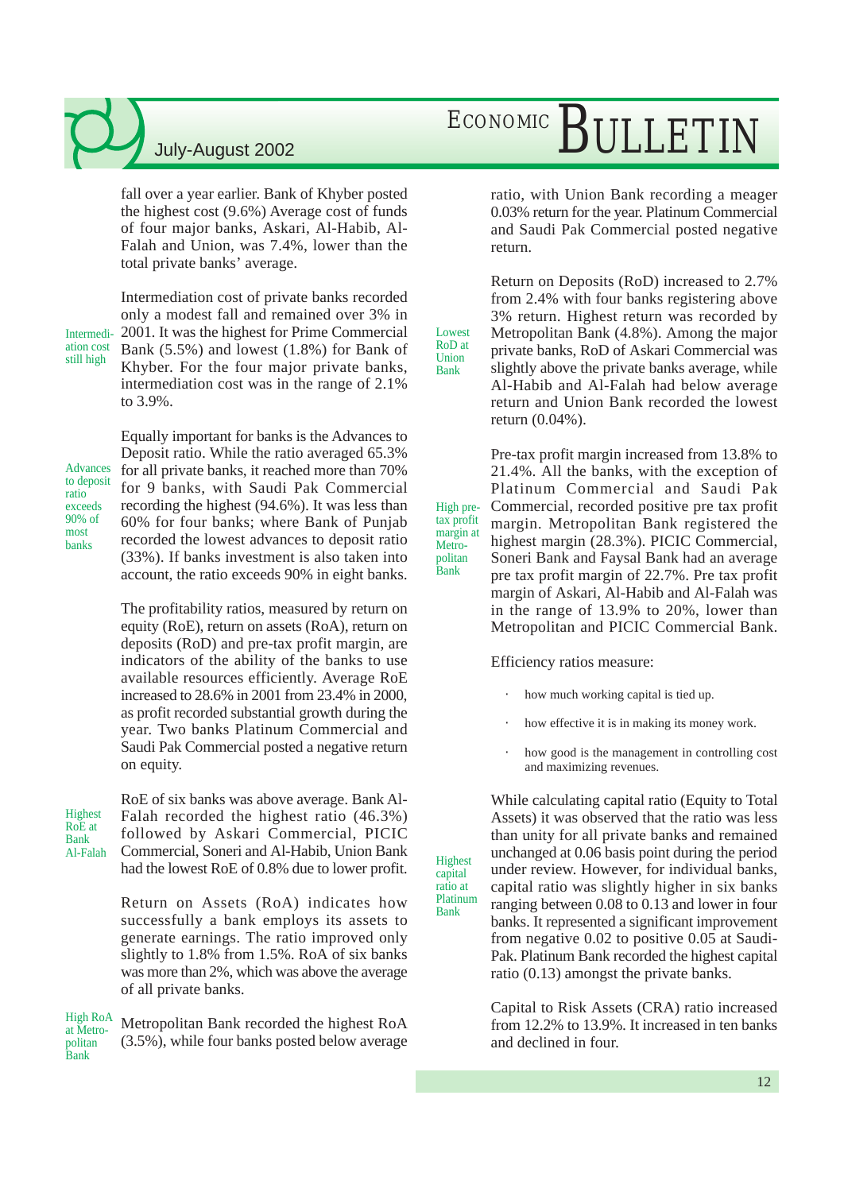fall over a year earlier. Bank of Khyber posted the highest cost (9.6%) Average cost of funds of four major banks, Askari, Al-Habib, Al-Falah and Union, was 7.4%, lower than the total private banks' average.

*Intermediation cost still high*

Intermediation cost of private banks recorded only a modest fall and remained over 3% in 2001. It was the highest for Prime Commercial Bank (5.5%) and lowest (1.8%) for Bank of Khyber. For the four major private banks, intermediation cost was in the range of 2.1% to 3.9%.

*Advances to deposit ratio exceeds 90% of most banks*

Equally important for banks is the Advances to Deposit ratio. While the ratio averaged 65.3% for all private banks, it reached more than 70% for 9 banks, with Saudi Pak Commercial recording the highest (94.6%). It was less than 60% for four banks; where Bank of Punjab recorded the lowest advances to deposit ratio (33%). If banks investment is also taken into account, the ratio exceeds 90% in eight banks.

The profitability ratios, measured by return on equity (RoE), return on assets (RoA), return on deposits (RoD) and pre-tax profit margin, are indicators of the ability of the banks to use available resources efficiently. Average RoE increased to 28.6% in 2001 from 23.4% in 2000, as profit recorded substantial growth during the year. Two banks Platinum Commercial and Saudi Pak Commercial posted a negative return on equity.

*Highest RoE at Bank Al-Falah*

RoE of six banks was above average. Bank Al-Falah recorded the highest ratio (46.3%) followed by Askari Commercial, PICIC Commercial, Soneri and Al-Habib, Union Bank had the lowest RoE of 0.8% due to lower profit.

Return on Assets (RoA) indicates how successfully a bank employs its assets to generate earnings. The ratio improved only slightly to 1.8% from 1.5%. RoA of six banks was more than 2%, which was above the average of all private banks.

*High RoA at Metropolitan Bank*

Metropolitan Bank recorded the highest RoA (3.5%), while four banks posted below average ratio, with Union Bank recording a meager 0.03% return for the year. Platinum Commercial and Saudi Pak Commercial posted negative return.

*Lowest RoD at Union Bank*

Return on Deposits (RoD) increased to 2.7% from 2.4% with four banks registering above 3% return. Highest return was recorded by Metropolitan Bank (4.8%). Among the major private banks, RoD of Askari Commercial was slightly above the private banks average, while Al-Habib and Al-Falah had below average return and Union Bank recorded the lowest return (0.04%).

*High pre-tax profit margin at Metropolitan Bank*

Pre-tax profit margin increased from 13.8% to 21.4%. All the banks, with the exception of Platinum Commercial and Saudi Pak Commercial, recorded positive pre tax profit margin. Metropolitan Bank registered the highest margin (28.3%). PICIC Commercial, Soneri Bank and Faysal Bank had an average pre tax profit margin of 22.7%. Pre tax profit margin of Askari, Al-Habib and Al-Falah was in the range of 13.9% to 20%, lower than Metropolitan and PICIC Commercial Bank.

Efficiency ratios measure:

- how much working capital is tied up.
- how effective it is in making its money work.
- how good is the management in controlling cost and maximizing revenues.

*Highest capital ratio at Platinum Bank*

While calculating capital ratio (Equity to Total Assets) it was observed that the ratio was less than unity for all private banks and remained unchanged at 0.06 basis point during the period under review. However, for individual banks, capital ratio was slightly higher in six banks ranging between 0.08 to 0.13 and lower in four banks. It represented a significant improvement from negative 0.02 to positive 0.05 at Saudi-Pak. Platinum Bank recorded the highest capital ratio (0.13) amongst the private banks.

Capital to Risk Assets (CRA) ratio increased from 12.2% to 13.9%. It increased in ten banks and declined in four.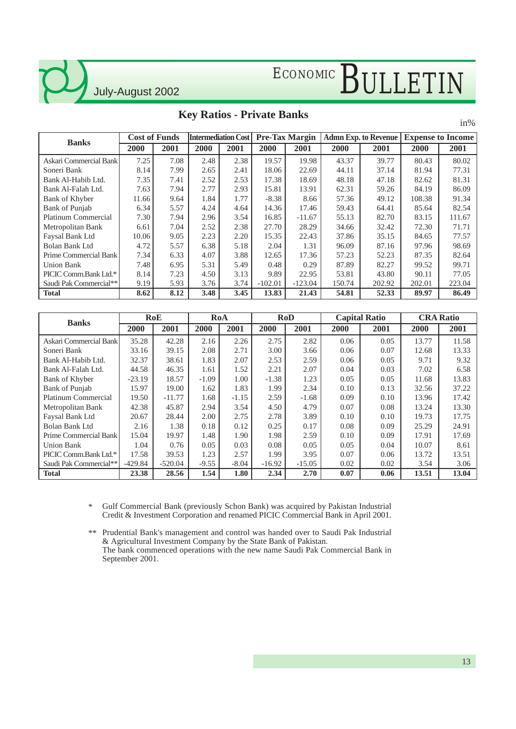## Key Ratios - Private Banks

in%

| Banks | Cost of Funds | | Intermediation Cost | | Pre-Tax Margin | | Admn Exp. to Revenue | | Expense to Income | |
|---|---|---|---|---|---|---|---|---|---|---|
| | 2000 | 2001 | 2000 | 2001 | 2000 | 2001 | 2000 | 2001 | 2000 | 2001 |
| Askari Commercial Bank | 7.25 | 7.08 | 2.48 | 2.38 | 19.57 | 19.98 | 43.37 | 39.77 | 80.43 | 80.02 |
| Soneri Bank | 8.14 | 7.99 | 2.65 | 2.41 | 18.06 | 22.69 | 44.11 | 37.14 | 81.94 | 77.31 |
| Bank Al-Habib Ltd. | 7.35 | 7.41 | 2.52 | 2.53 | 17.38 | 18.69 | 48.18 | 47.18 | 82.62 | 81.31 |
| Bank Al-Falah Ltd. | 7.63 | 7.94 | 2.77 | 2.93 | 15.81 | 13.91 | 62.31 | 59.26 | 84.19 | 86.09 |
| Bank of Khyber | 11.66 | 9.64 | 1.84 | 1.77 | -8.38 | 8.66 | 57.36 | 49.12 | 108.38 | 91.34 |
| Bank of Punjab | 6.34 | 5.57 | 4.24 | 4.64 | 14.36 | 17.46 | 59.43 | 64.41 | 85.64 | 82.54 |
| Platinum Commercial | 7.30 | 7.94 | 2.96 | 3.54 | 16.85 | -11.67 | 55.13 | 82.70 | 83.15 | 111.67 |
| Metropolitan Bank | 6.61 | 7.04 | 2.52 | 2.38 | 27.70 | 28.29 | 34.66 | 32.42 | 72.30 | 71.71 |
| Faysal Bank Ltd | 10.06 | 9.05 | 2.23 | 2.20 | 15.35 | 22.43 | 37.86 | 35.15 | 84.65 | 77.57 |
| Bolan Bank Ltd | 4.72 | 5.57 | 6.38 | 5.18 | 2.04 | 1.31 | 96.09 | 87.16 | 97.96 | 98.69 |
| Prime Commercial Bank | 7.34 | 6.33 | 4.07 | 3.88 | 12.65 | 17.36 | 57.23 | 52.23 | 87.35 | 82.64 |
| Union Bank | 7.48 | 6.95 | 5.31 | 5.49 | 0.48 | 0.29 | 87.89 | 82.27 | 99.52 | 99.71 |
| PICIC Comm.Bank Ltd.* | 8.14 | 7.23 | 4.50 | 3.13 | 9.89 | 22.95 | 53.81 | 43.80 | 90.11 | 77.05 |
| Saudi Pak Commercial** | 9.19 | 5.93 | 3.76 | 3.74 | -102.01 | -123.04 | 150.74 | 202.92 | 202.01 | 223.04 |
| **Total** | **8.62** | **8.12** | **3.48** | **3.45** | **13.83** | **21.43** | **54.81** | **52.33** | **89.97** | **86.49** |

| Banks | RoE | | RoA | | RoD | | Capital Ratio | | CRA Ratio | |
|---|---|---|---|---|---|---|---|---|---|---|
| | 2000 | 2001 | 2000 | 2001 | 2000 | 2001 | 2000 | 2001 | 2000 | 2001 |
| Askari Commercial Bank | 35.28 | 42.28 | 2.16 | 2.26 | 2.75 | 2.82 | 0.06 | 0.05 | 13.77 | 11.58 |
| Soneri Bank | 33.16 | 39.15 | 2.08 | 2.71 | 3.00 | 3.66 | 0.06 | 0.07 | 12.68 | 13.33 |
| Bank Al-Habib Ltd. | 32.37 | 38.61 | 1.83 | 2.07 | 2.53 | 2.59 | 0.06 | 0.05 | 9.71 | 9.32 |
| Bank Al-Falah Ltd. | 44.58 | 46.35 | 1.61 | 1.52 | 2.21 | 2.07 | 0.04 | 0.03 | 7.02 | 6.58 |
| Bank of Khyber | -23.19 | 18.57 | -1.09 | 1.00 | -1.38 | 1.23 | 0.05 | 0.05 | 11.68 | 13.83 |
| Bank of Punjab | 15.97 | 19.00 | 1.62 | 1.83 | 1.99 | 2.34 | 0.10 | 0.13 | 32.56 | 37.22 |
| Platinum Commercial | 19.50 | -11.77 | 1.68 | -1.15 | 2.59 | -1.68 | 0.09 | 0.10 | 13.96 | 17.42 |
| Metropolitan Bank | 42.38 | 45.87 | 2.94 | 3.54 | 4.50 | 4.79 | 0.07 | 0.08 | 13.24 | 13.30 |
| Faysal Bank Ltd | 20.67 | 28.44 | 2.00 | 2.75 | 2.78 | 3.89 | 0.10 | 0.10 | 19.73 | 17.75 |
| Bolan Bank Ltd | 2.16 | 1.38 | 0.18 | 0.12 | 0.25 | 0.17 | 0.08 | 0.09 | 25.29 | 24.91 |
| Prime Commercial Bank | 15.04 | 19.97 | 1.48 | 1.90 | 1.98 | 2.59 | 0.10 | 0.09 | 17.91 | 17.69 |
| Union Bank | 1.04 | 0.76 | 0.05 | 0.03 | 0.08 | 0.05 | 0.05 | 0.04 | 10.07 | 8.61 |
| PICIC Comm.Bank Ltd.* | 17.58 | 39.53 | 1.23 | 2.57 | 1.99 | 3.95 | 0.07 | 0.06 | 13.72 | 13.51 |
| Saudi Pak Commercial** | -429.84 | -520.04 | -9.55 | -8.04 | -16.92 | -15.05 | 0.02 | 0.02 | 3.54 | 3.06 |
| **Total** | **23.38** | **28.56** | **1.54** | **1.80** | **2.34** | **2.70** | **0.07** | **0.06** | **13.51** | **13.04** |

\* Gulf Commercial Bank (previously Schon Bank) was acquired by Pakistan Industrial Credit & Investment Corporation and renamed PICIC Commercial Bank in April 2001.

\*\* Prudential Bank's management and control was handed over to Saudi Pak Industrial & Agricultural Investment Company by the State Bank of Pakistan. The bank commenced operations with the new name Saudi Pak Commercial Bank in September 2001.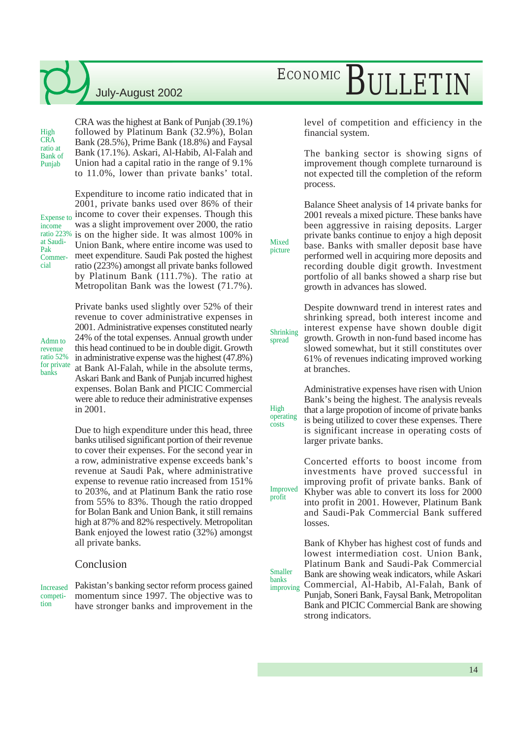High CRA ratio at Bank of Punjab

CRA was the highest at Bank of Punjab (39.1%) followed by Platinum Bank (32.9%), Bolan Bank (28.5%), Prime Bank (18.8%) and Faysal Bank (17.1%). Askari, Al-Habib, Al-Falah and Union had a capital ratio in the range of 9.1% to 11.0%, lower than private banks' total.

Expense to income ratio 223% at Saudi-Pak Commercial

Expenditure to income ratio indicated that in 2001, private banks used over 86% of their income to cover their expenses. Though this was a slight improvement over 2000, the ratio is on the higher side. It was almost 100% in Union Bank, where entire income was used to meet expenditure. Saudi Pak posted the highest ratio (223%) amongst all private banks followed by Platinum Bank (111.7%). The ratio at Metropolitan Bank was the lowest (71.7%).

Admn to revenue ratio 52% for private banks

Private banks used slightly over 52% of their revenue to cover administrative expenses in 2001. Administrative expenses constituted nearly 24% of the total expenses. Annual growth under this head continued to be in double digit. Growth in administrative expense was the highest (47.8%) at Bank Al-Falah, while in the absolute terms, Askari Bank and Bank of Punjab incurred highest expenses. Bolan Bank and PICIC Commercial were able to reduce their administrative expenses in 2001.

Due to high expenditure under this head, three banks utilised significant portion of their revenue to cover their expenses. For the second year in a row, administrative expense exceeds bank's revenue at Saudi Pak, where administrative expense to revenue ratio increased from 151% to 203%, and at Platinum Bank the ratio rose from 55% to 83%. Though the ratio dropped for Bolan Bank and Union Bank, it still remains high at 87% and 82% respectively. Metropolitan Bank enjoyed the lowest ratio (32%) amongst all private banks.

## Conclusion

Increased competition

Pakistan's banking sector reform process gained momentum since 1997. The objective was to have stronger banks and improvement in the level of competition and efficiency in the financial system.

The banking sector is showing signs of improvement though complete turnaround is not expected till the completion of the reform process.

Mixed picture

Balance Sheet analysis of 14 private banks for 2001 reveals a mixed picture. These banks have been aggressive in raising deposits. Larger private banks continue to enjoy a high deposit base. Banks with smaller deposit base have performed well in acquiring more deposits and recording double digit growth. Investment portfolio of all banks showed a sharp rise but growth in advances has slowed.

Shrinking spread

Despite downward trend in interest rates and shrinking spread, both interest income and interest expense have shown double digit growth. Growth in non-fund based income has slowed somewhat, but it still constitutes over 61% of revenues indicating improved working at branches.

High operating costs

Administrative expenses have risen with Union Bank's being the highest. The analysis reveals that a large propotion of income of private banks is being utilized to cover these expenses. There is significant increase in operating costs of larger private banks.

Improved profit

Concerted efforts to boost income from investments have proved successful in improving profit of private banks. Bank of Khyber was able to convert its loss for 2000 into profit in 2001. However, Platinum Bank and Saudi-Pak Commercial Bank suffered losses.

Smaller banks improving

Bank of Khyber has highest cost of funds and lowest intermediation cost. Union Bank, Platinum Bank and Saudi-Pak Commercial Bank are showing weak indicators, while Askari Commercial, Al-Habib, Al-Falah, Bank of Punjab, Soneri Bank, Faysal Bank, Metropolitan Bank and PICIC Commercial Bank are showing strong indicators.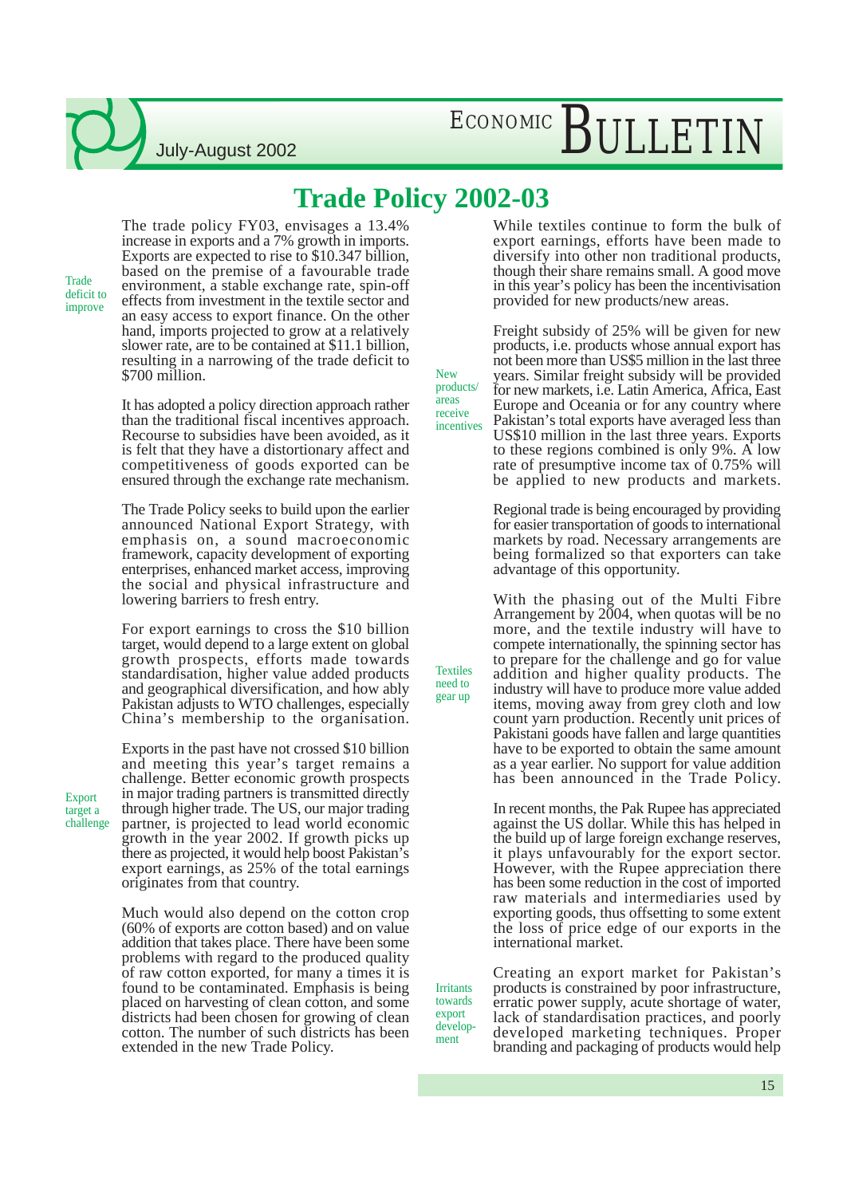# Trade Policy 2002-03

Trade deficit to improve

The trade policy FY03, envisages a 13.4% increase in exports and a 7% growth in imports. Exports are expected to rise to $10.347 billion, based on the premise of a favourable trade environment, a stable exchange rate, spin-off effects from investment in the textile sector and an easy access to export finance. On the other hand, imports projected to grow at a relatively slower rate, are to be contained at $11.1 billion, resulting in a narrowing of the trade deficit to $700 million.

It has adopted a policy direction approach rather than the traditional fiscal incentives approach. Recourse to subsidies have been avoided, as it is felt that they have a distortionary affect and competitiveness of goods exported can be ensured through the exchange rate mechanism.

The Trade Policy seeks to build upon the earlier announced National Export Strategy, with emphasis on, a sound macroeconomic framework, capacity development of exporting enterprises, enhanced market access, improving the social and physical infrastructure and lowering barriers to fresh entry.

For export earnings to cross the $10 billion target, would depend to a large extent on global growth prospects, efforts made towards standardisation, higher value added products and geographical diversification, and how ably Pakistan adjusts to WTO challenges, especially China's membership to the organisation.

Export target a challenge

Exports in the past have not crossed $10 billion and meeting this year's target remains a challenge. Better economic growth prospects in major trading partners is transmitted directly through higher trade. The US, our major trading partner, is projected to lead world economic growth in the year 2002. If growth picks up there as projected, it would help boost Pakistan's export earnings, as 25% of the total earnings originates from that country.

Much would also depend on the cotton crop (60% of exports are cotton based) and on value addition that takes place. There have been some problems with regard to the produced quality of raw cotton exported, for many a times it is found to be contaminated. Emphasis is being placed on harvesting of clean cotton, and some districts had been chosen for growing of clean cotton. The number of such districts has been extended in the new Trade Policy.

While textiles continue to form the bulk of export earnings, efforts have been made to diversify into other non traditional products, though their share remains small. A good move in this year's policy has been the incentivisation provided for new products/new areas.

New products/ areas receive incentives

Freight subsidy of 25% will be given for new products, i.e. products whose annual export has not been more than US$5 million in the last three years. Similar freight subsidy will be provided for new markets, i.e. Latin America, Africa, East Europe and Oceania or for any country where Pakistan's total exports have averaged less than US$10 million in the last three years. Exports to these regions combined is only 9%. A low rate of presumptive income tax of 0.75% will be applied to new products and markets.

Regional trade is being encouraged by providing for easier transportation of goods to international markets by road. Necessary arrangements are being formalized so that exporters can take advantage of this opportunity.

Textiles need to gear up

With the phasing out of the Multi Fibre Arrangement by 2004, when quotas will be no more, and the textile industry will have to compete internationally, the spinning sector has to prepare for the challenge and go for value addition and higher quality products. The industry will have to produce more value added items, moving away from grey cloth and low count yarn production. Recently unit prices of Pakistani goods have fallen and large quantities have to be exported to obtain the same amount as a year earlier. No support for value addition has been announced in the Trade Policy.

In recent months, the Pak Rupee has appreciated against the US dollar. While this has helped in the build up of large foreign exchange reserves, it plays unfavourably for the export sector. However, with the Rupee appreciation there has been some reduction in the cost of imported raw materials and intermediaries used by exporting goods, thus offsetting to some extent the loss of price edge of our exports in the international market.

Irritants towards export development

Creating an export market for Pakistan's products is constrained by poor infrastructure, erratic power supply, acute shortage of water, lack of standardisation practices, and poorly developed marketing techniques. Proper branding and packaging of products would help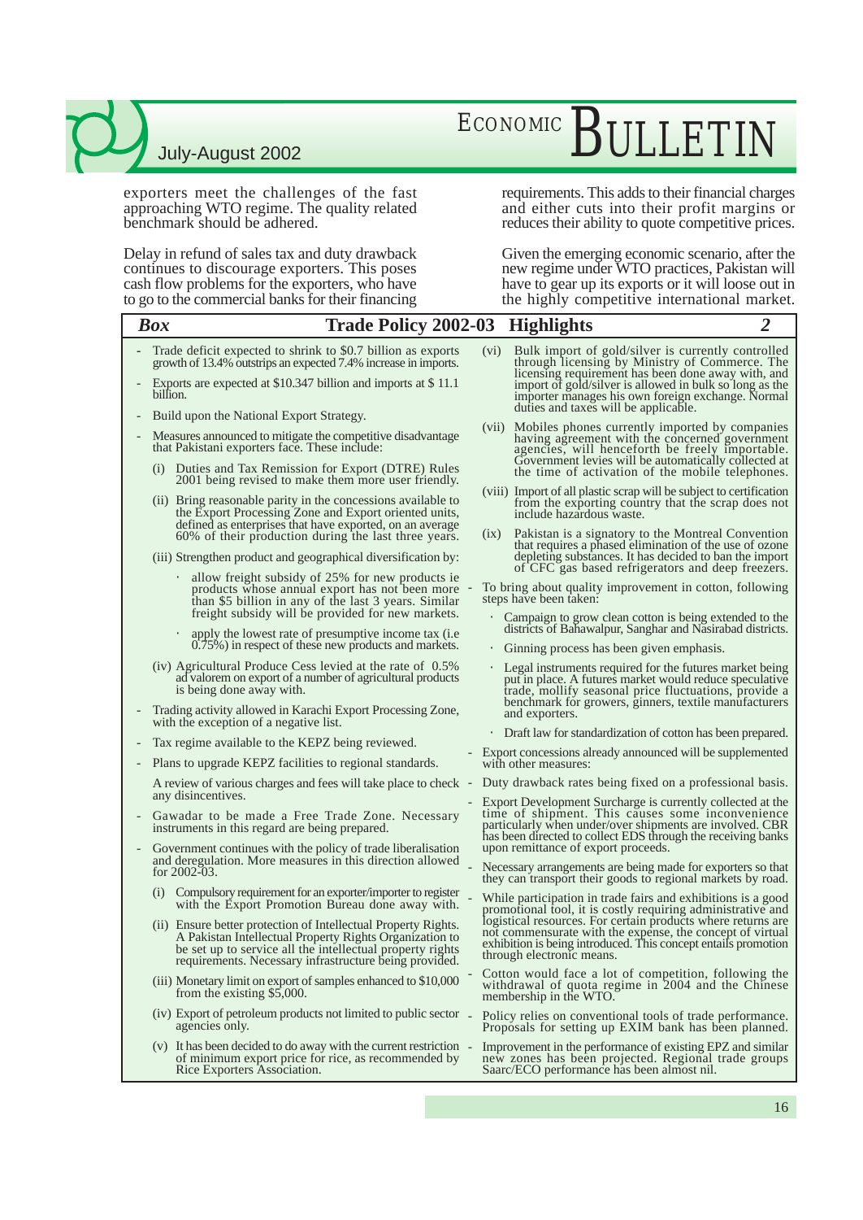exporters meet the challenges of the fast approaching WTO regime. The quality related benchmark should be adhered.

Delay in refund of sales tax and duty drawback continues to discourage exporters. This poses cash flow problems for the exporters, who have to go to the commercial banks for their financing requirements. This adds to their financial charges and either cuts into their profit margins or reduces their ability to quote competitive prices.

Given the emerging economic scenario, after the new regime under WTO practices, Pakistan will have to gear up its exports or it will loose out in the highly competitive international market.

## *Box* Trade Policy 2002-03 Highlights 2

- Trade deficit expected to shrink to $0.7 billion as exports growth of 13.4% outstrips an expected 7.4% increase in imports.
- Exports are expected at $10.347 billion and imports at $ 11.1 billion.
- Build upon the National Export Strategy.
- Measures announced to mitigate the competitive disadvantage that Pakistani exporters face. These include:
  - (i) Duties and Tax Remission for Export (DTRE) Rules 2001 being revised to make them more user friendly.
  - (ii) Bring reasonable parity in the concessions available to the Export Processing Zone and Export oriented units, defined as enterprises that have exported, on an average 60% of their production during the last three years.
  - (iii) Strengthen product and geographical diversification by:
    - allow freight subsidy of 25% for new products ie products whose annual export has not been more than $5 billion in any of the last 3 years. Similar freight subsidy will be provided for new markets.
    - apply the lowest rate of presumptive income tax (i.e 0.75%) in respect of these new products and markets.
  - (iv) Agricultural Produce Cess levied at the rate of 0.5% ad valorem on export of a number of agricultural products is being done away with.
- Trading activity allowed in Karachi Export Processing Zone, with the exception of a negative list.
- Tax regime available to the KEPZ being reviewed.
- Plans to upgrade KEPZ facilities to regional standards.

  A review of various charges and fees will take place to check any disincentives.
- Gawadar to be made a Free Trade Zone. Necessary instruments in this regard are being prepared.
- Government continues with the policy of trade liberalisation and deregulation. More measures in this direction allowed for 2002-03.
  - (i) Compulsory requirement for an exporter/importer to register with the Export Promotion Bureau done away with.
  - (ii) Ensure better protection of Intellectual Property Rights. A Pakistan Intellectual Property Rights Organization to be set up to service all the intellectual property rights requirements. Necessary infrastructure being provided.
  - (iii) Monetary limit on export of samples enhanced to $10,000 from the existing $5,000.
  - (iv) Export of petroleum products not limited to public sector agencies only.
  - (v) It has been decided to do away with the current restriction of minimum export price for rice, as recommended by Rice Exporters Association.
  - (vi) Bulk import of gold/silver is currently controlled through licensing by Ministry of Commerce. The licensing requirement has been done away with, and import of gold/silver is allowed in bulk so long as the importer manages his own foreign exchange. Normal duties and taxes will be applicable.
  - (vii) Mobiles phones currently imported by companies having agreement with the concerned government agencies, will henceforth be freely importable. Government levies will be automatically collected at the time of activation of the mobile telephones.
  - (viii) Import of all plastic scrap will be subject to certification from the exporting country that the scrap does not include hazardous waste.
  - (ix) Pakistan is a signatory to the Montreal Convention that requires a phased elimination of the use of ozone depleting substances. It has decided to ban the import of CFC gas based refrigerators and deep freezers.
- To bring about quality improvement in cotton, following steps have been taken:
  - Campaign to grow clean cotton is being extended to the districts of Bahawalpur, Sanghar and Nasirabad districts.
  - Ginning process has been given emphasis.
  - Legal instruments required for the futures market being put in place. A futures market would reduce speculative trade, mollify seasonal price fluctuations, provide a benchmark for growers, ginners, textile manufacturers and exporters.
  - Draft law for standardization of cotton has been prepared.
- Export concessions already announced will be supplemented with other measures:
- Duty drawback rates being fixed on a professional basis.
- Export Development Surcharge is currently collected at the time of shipment. This causes some inconvenience particularly when under/over shipments are involved. CBR has been directed to collect EDS through the receiving banks upon remittance of export proceeds.
- Necessary arrangements are being made for exporters so that they can transport their goods to regional markets by road.
- While participation in trade fairs and exhibitions is a good promotional tool, it is costly requiring administrative and logistical resources. For certain products where returns are not commensurate with the expense, the concept of virtual exhibition is being introduced. This concept entails promotion through electronic means.
- Cotton would face a lot of competition, following the withdrawal of quota regime in 2004 and the Chinese membership in the WTO.
- Policy relies on conventional tools of trade performance. Proposals for setting up EXIM bank has been planned.
- Improvement in the performance of existing EPZ and similar new zones has been projected. Regional trade groups Saarc/ECO performance has been almost nil.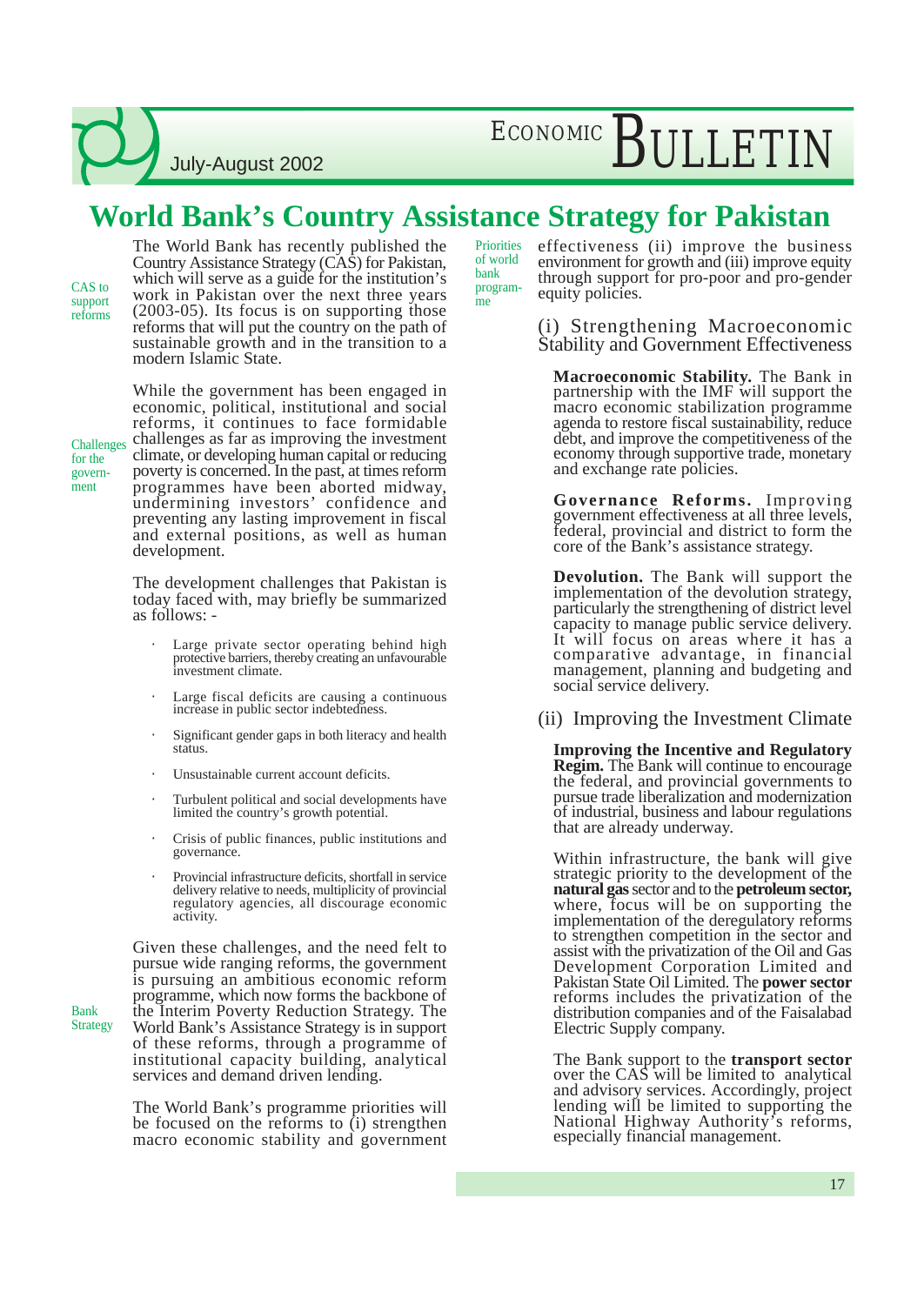# World Bank's Country Assistance Strategy for Pakistan

CAS to support reforms

The World Bank has recently published the Country Assistance Strategy (CAS) for Pakistan, which will serve as a guide for the institution's work in Pakistan over the next three years (2003-05). Its focus is on supporting those reforms that will put the country on the path of sustainable growth and in the transition to a modern Islamic State.

Challenges for the government

While the government has been engaged in economic, political, institutional and social reforms, it continues to face formidable challenges as far as improving the investment climate, or developing human capital or reducing poverty is concerned. In the past, at times reform programmes have been aborted midway, undermining investors' confidence and preventing any lasting improvement in fiscal and external positions, as well as human development.

The development challenges that Pakistan is today faced with, may briefly be summarized as follows: -

- Large private sector operating behind high protective barriers, thereby creating an unfavourable investment climate.
- Large fiscal deficits are causing a continuous increase in public sector indebtedness.
- Significant gender gaps in both literacy and health status.
- Unsustainable current account deficits.
- Turbulent political and social developments have limited the country's growth potential.
- Crisis of public finances, public institutions and governance.
- Provincial infrastructure deficits, shortfall in service delivery relative to needs, multiplicity of provincial regulatory agencies, all discourage economic activity.

Bank Strategy

Given these challenges, and the need felt to pursue wide ranging reforms, the government is pursuing an ambitious economic reform programme, which now forms the backbone of the Interim Poverty Reduction Strategy. The World Bank's Assistance Strategy is in support of these reforms, through a programme of institutional capacity building, analytical services and demand driven lending.

Priorities of world bank programme

The World Bank's programme priorities will be focused on the reforms to (i) strengthen macro economic stability and government effectiveness (ii) improve the business environment for growth and (iii) improve equity through support for pro-poor and pro-gender equity policies.

## (i) Strengthening Macroeconomic Stability and Government Effectiveness

**Macroeconomic Stability.** The Bank in partnership with the IMF will support the macro economic stabilization programme agenda to restore fiscal sustainability, reduce debt, and improve the competitiveness of the economy through supportive trade, monetary and exchange rate policies.

**Governance Reforms.** Improving government effectiveness at all three levels, federal, provincial and district to form the core of the Bank's assistance strategy.

**Devolution.** The Bank will support the implementation of the devolution strategy, particularly the strengthening of district level capacity to manage public service delivery. It will focus on areas where it has a comparative advantage, in financial management, planning and budgeting and social service delivery.

## (ii) Improving the Investment Climate

**Improving the Incentive and Regulatory Regim.** The Bank will continue to encourage the federal, and provincial governments to pursue trade liberalization and modernization of industrial, business and labour regulations that are already underway.

Within infrastructure, the bank will give strategic priority to the development of the **natural gas** sector and to the **petroleum sector,** where, focus will be on supporting the implementation of the deregulatory reforms to strengthen competition in the sector and assist with the privatization of the Oil and Gas Development Corporation Limited and Pakistan State Oil Limited. The **power sector** reforms includes the privatization of the distribution companies and of the Faisalabad Electric Supply company.

The Bank support to the **transport sector** over the CAS will be limited to analytical and advisory services. Accordingly, project lending will be limited to supporting the National Highway Authority's reforms, especially financial management.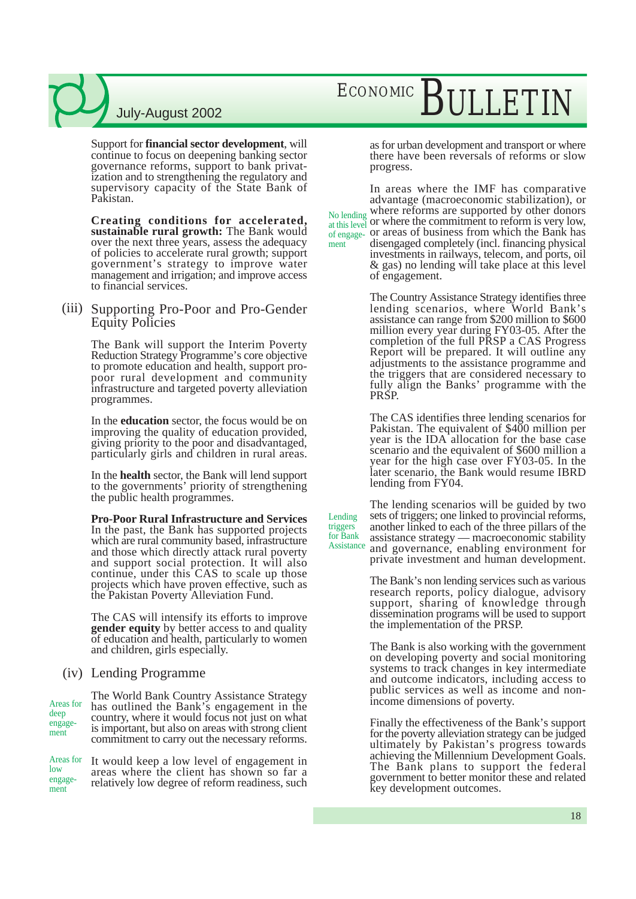Support for **financial sector development**, will continue to focus on deepening banking sector governance reforms, support to bank privatization and to strengthening the regulatory and supervisory capacity of the State Bank of Pakistan.

**Creating conditions for accelerated, sustainable rural growth:** The Bank would over the next three years, assess the adequacy of policies to accelerate rural growth; support government's strategy to improve water management and irrigation; and improve access to financial services.

## (iii) Supporting Pro-Poor and Pro-Gender Equity Policies

The Bank will support the Interim Poverty Reduction Strategy Programme's core objective to promote education and health, support pro-poor rural development and community infrastructure and targeted poverty alleviation programmes.

In the **education** sector, the focus would be on improving the quality of education provided, giving priority to the poor and disadvantaged, particularly girls and children in rural areas.

In the **health** sector, the Bank will lend support to the governments' priority of strengthening the public health programmes.

**Pro-Poor Rural Infrastructure and Services**
In the past, the Bank has supported projects which are rural community based, infrastructure and those which directly attack rural poverty and support social protection. It will also continue, under this CAS to scale up those projects which have proven effective, such as the Pakistan Poverty Alleviation Fund.

The CAS will intensify its efforts to improve **gender equity** by better access to and quality of education and health, particularly to women and children, girls especially.

## (iv) Lending Programme

*Areas for deep engagement*

The World Bank Country Assistance Strategy has outlined the Bank's engagement in the country, where it would focus not just on what is important, but also on areas with strong client commitment to carry out the necessary reforms.

*Areas for low engagement*

It would keep a low level of engagement in areas where the client has shown so far a relatively low degree of reform readiness, such as for urban development and transport or where there have been reversals of reforms or slow progress.

*No lending at this level of engagement*

In areas where the IMF has comparative advantage (macroeconomic stabilization), or where reforms are supported by other donors or where the commitment to reform is very low, or areas of business from which the Bank has disengaged completely (incl. financing physical investments in railways, telecom, and ports, oil & gas) no lending will take place at this level of engagement.

The Country Assistance Strategy identifies three lending scenarios, where World Bank's assistance can range from $200 million to $600 million every year during FY03-05. After the completion of the full PRSP a CAS Progress Report will be prepared. It will outline any adjustments to the assistance programme and the triggers that are considered necessary to fully align the Banks' programme with the PRSP.

The CAS identifies three lending scenarios for Pakistan. The equivalent of $400 million per year is the IDA allocation for the base case scenario and the equivalent of $600 million a year for the high case over FY03-05. In the later scenario, the Bank would resume IBRD lending from FY04.

*Lending triggers for Bank Assistance*

The lending scenarios will be guided by two sets of triggers; one linked to provincial reforms, another linked to each of the three pillars of the assistance strategy — macroeconomic stability and governance, enabling environment for private investment and human development.

The Bank's non lending services such as various research reports, policy dialogue, advisory support, sharing of knowledge through dissemination programs will be used to support the implementation of the PRSP.

The Bank is also working with the government on developing poverty and social monitoring systems to track changes in key intermediate and outcome indicators, including access to public services as well as income and non-income dimensions of poverty.

Finally the effectiveness of the Bank's support for the poverty alleviation strategy can be judged ultimately by Pakistan's progress towards achieving the Millennium Development Goals. The Bank plans to support the federal government to better monitor these and related key development outcomes.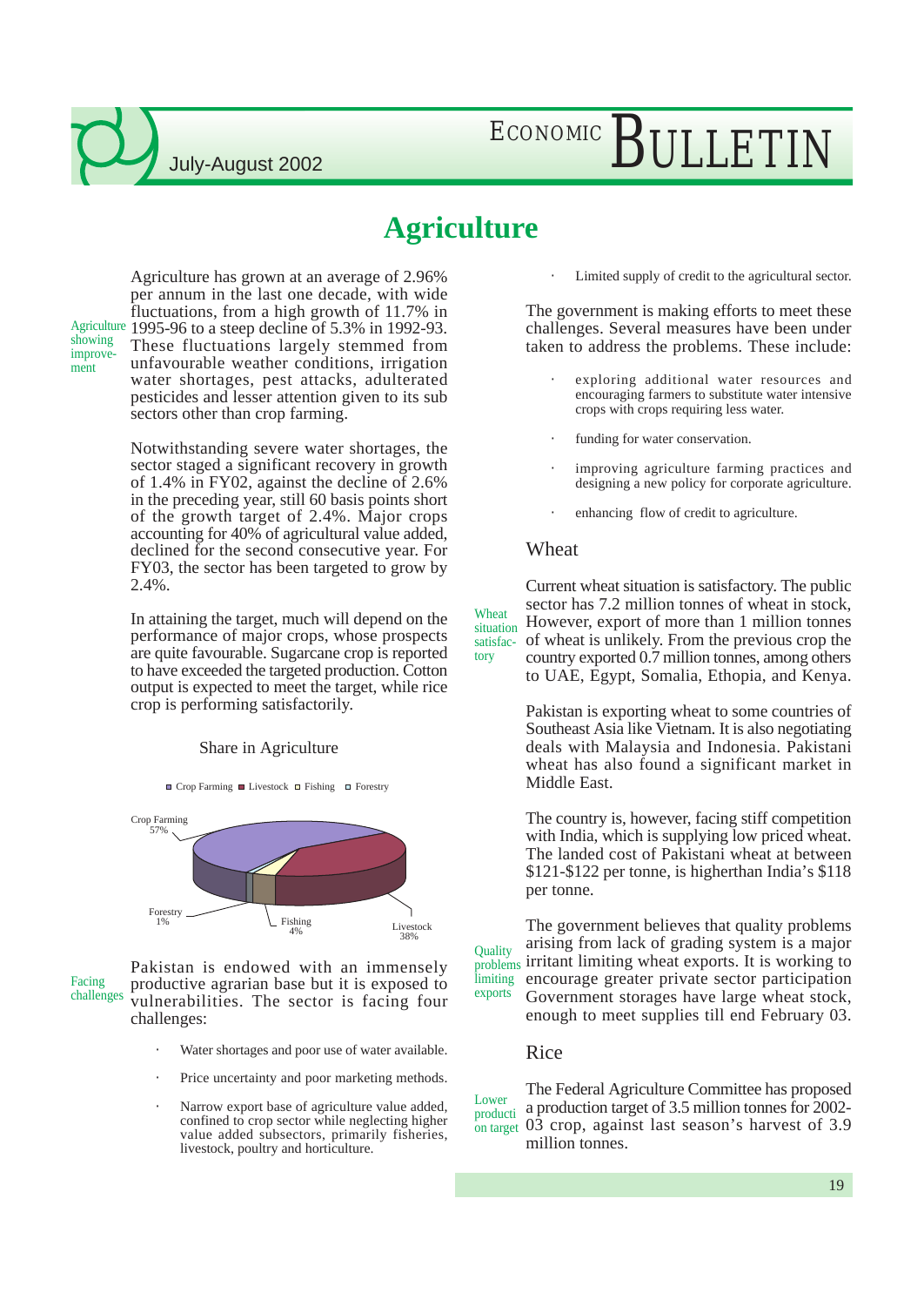# Agriculture

Agriculture showing improvement

Agriculture has grown at an average of 2.96% per annum in the last one decade, with wide fluctuations, from a high growth of 11.7% in 1995-96 to a steep decline of 5.3% in 1992-93. These fluctuations largely stemmed from unfavourable weather conditions, irrigation water shortages, pest attacks, adulterated pesticides and lesser attention given to its sub sectors other than crop farming.

Notwithstanding severe water shortages, the sector staged a significant recovery in growth of 1.4% in FY02, against the decline of 2.6% in the preceding year, still 60 basis points short of the growth target of 2.4%. Major crops accounting for 40% of agricultural value added, declined for the second consecutive year. For FY03, the sector has been targeted to grow by 2.4%.

In attaining the target, much will depend on the performance of major crops, whose prospects are quite favourable. Sugarcane crop is reported to have exceeded the targeted production. Cotton output is expected to meet the target, while rice crop is performing satisfactorily.

Share in Agriculture

| Sector | Share |
|---|---|
| Crop Farming | 57% |
| Livestock | 38% |
| Fishing | 4% |
| Forestry | 1% |

Facing challenges

Pakistan is endowed with an immensely productive agrarian base but it is exposed to vulnerabilities. The sector is facing four challenges:

- Water shortages and poor use of water available.
- Price uncertainty and poor marketing methods.
- Narrow export base of agriculture value added, confined to crop sector while neglecting higher value added subsectors, primarily fisheries, livestock, poultry and horticulture.
- Limited supply of credit to the agricultural sector.

The government is making efforts to meet these challenges. Several measures have been under taken to address the problems. These include:

- exploring additional water resources and encouraging farmers to substitute water intensive crops with crops requiring less water.
- funding for water conservation.
- improving agriculture farming practices and designing a new policy for corporate agriculture.
- enhancing flow of credit to agriculture.

## Wheat

Wheat situation satisfactory

Current wheat situation is satisfactory. The public sector has 7.2 million tonnes of wheat in stock, However, export of more than 1 million tonnes of wheat is unlikely. From the previous crop the country exported 0.7 million tonnes, among others to UAE, Egypt, Somalia, Ethopia, and Kenya.

Pakistan is exporting wheat to some countries of Southeast Asia like Vietnam. It is also negotiating deals with Malaysia and Indonesia. Pakistani wheat has also found a significant market in Middle East.

The country is, however, facing stiff competition with India, which is supplying low priced wheat. The landed cost of Pakistani wheat at between \$121-\$122 per tonne, is higherthan India's \$118 per tonne.

Quality problems limiting exports

The government believes that quality problems arising from lack of grading system is a major irritant limiting wheat exports. It is working to encourage greater private sector participation Government storages have large wheat stock, enough to meet supplies till end February 03.

## Rice

Lower production target

The Federal Agriculture Committee has proposed a production target of 3.5 million tonnes for 2002-03 crop, against last season's harvest of 3.9 million tonnes.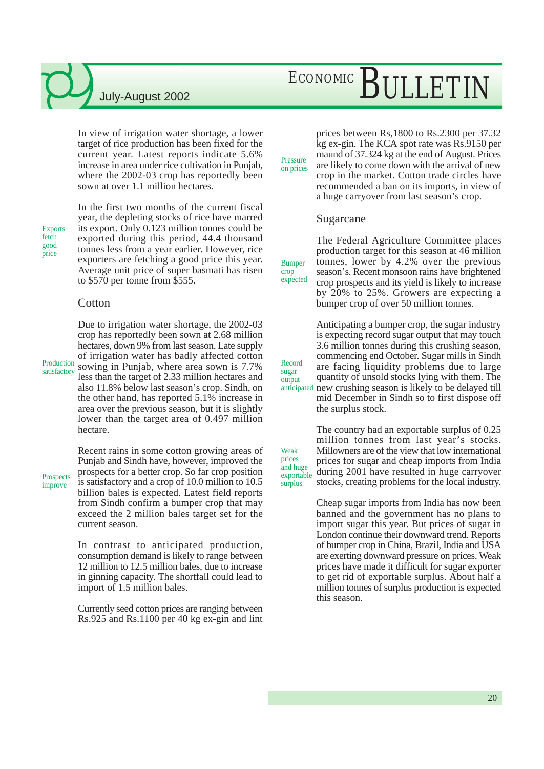In view of irrigation water shortage, a lower target of rice production has been fixed for the current year. Latest reports indicate 5.6% increase in area under rice cultivation in Punjab, where the 2002-03 crop has reportedly been sown at over 1.1 million hectares.

Exports fetch good price

In the first two months of the current fiscal year, the depleting stocks of rice have marred its export. Only 0.123 million tonnes could be exported during this period, 44.4 thousand tonnes less from a year earlier. However, rice exporters are fetching a good price this year. Average unit price of super basmati has risen to $570 per tonne from $555.

## Cotton

Production satisfactory

Due to irrigation water shortage, the 2002-03 crop has reportedly been sown at 2.68 million hectares, down 9% from last season. Late supply of irrigation water has badly affected cotton sowing in Punjab, where area sown is 7.7% less than the target of 2.33 million hectares and also 11.8% below last season's crop. Sindh, on the other hand, has reported 5.1% increase in area over the previous season, but it is slightly lower than the target area of 0.497 million hectare.

Prospects improve

Recent rains in some cotton growing areas of Punjab and Sindh have, however, improved the prospects for a better crop. So far crop position is satisfactory and a crop of 10.0 million to 10.5 billion bales is expected. Latest field reports from Sindh confirm a bumper crop that may exceed the 2 million bales target set for the current season.

In contrast to anticipated production, consumption demand is likely to range between 12 million to 12.5 million bales, due to increase in ginning capacity. The shortfall could lead to import of 1.5 million bales.

Pressure on prices

Currently seed cotton prices are ranging between Rs.925 and Rs.1100 per 40 kg ex-gin and lint prices between Rs,1800 to Rs.2300 per 37.32 kg ex-gin. The KCA spot rate was Rs.9150 per maund of 37.324 kg at the end of August. Prices are likely to come down with the arrival of new crop in the market. Cotton trade circles have recommended a ban on its imports, in view of a huge carryover from last season's crop.

## Sugarcane

Bumper crop expected

The Federal Agriculture Committee places production target for this season at 46 million tonnes, lower by 4.2% over the previous season's. Recent monsoon rains have brightened crop prospects and its yield is likely to increase by 20% to 25%. Growers are expecting a bumper crop of over 50 million tonnes.

Record sugar output anticipated

Anticipating a bumper crop, the sugar industry is expecting record sugar output that may touch 3.6 million tonnes during this crushing season, commencing end October. Sugar mills in Sindh are facing liquidity problems due to large quantity of unsold stocks lying with them. The new crushing season is likely to be delayed till mid December in Sindh so to first dispose off the surplus stock.

Weak prices and huge exportable surplus

The country had an exportable surplus of 0.25 million tonnes from last year's stocks. Millowners are of the view that low international prices for sugar and cheap imports from India during 2001 have resulted in huge carryover stocks, creating problems for the local industry.

Cheap sugar imports from India has now been banned and the government has no plans to import sugar this year. But prices of sugar in London continue their downward trend. Reports of bumper crop in China, Brazil, India and USA are exerting downward pressure on prices. Weak prices have made it difficult for sugar exporter to get rid of exportable surplus. About half a million tonnes of surplus production is expected this season.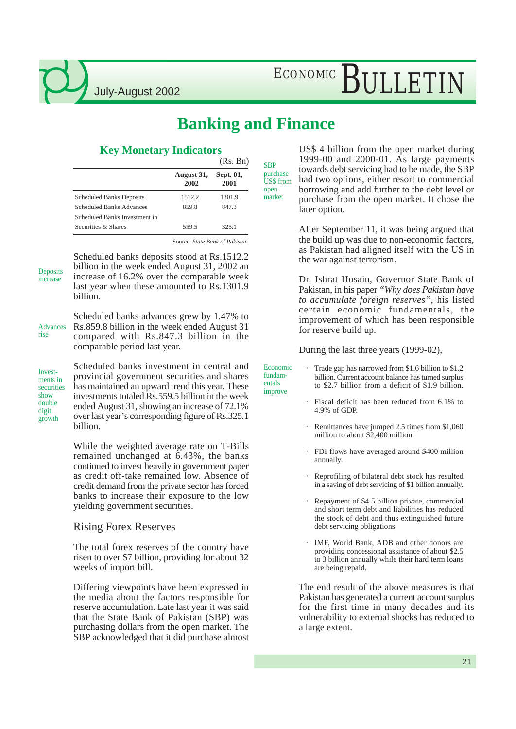# Banking and Finance

### Key Monetary Indicators

(Rs. Bn)

| | August 31, 2002 | Sept. 01, 2001 |
|---|---|---|
| Scheduled Banks Deposits | 1512.2 | 1301.9 |
| Scheduled Banks Advances | 859.8 | 847.3 |
| Scheduled Banks Investment in Securities & Shares | 559.5 | 325.1 |

Source: *State Bank of Pakistan*

Deposits increase

Scheduled banks deposits stood at Rs.1512.2 billion in the week ended August 31, 2002 an increase of 16.2% over the comparable week last year when these amounted to Rs.1301.9 billion.

Advances rise

Scheduled banks advances grew by 1.47% to Rs.859.8 billion in the week ended August 31 compared with Rs.847.3 billion in the comparable period last year.

Investments in securities show double digit growth

Scheduled banks investment in central and provincial government securities and shares has maintained an upward trend this year. These investments totaled Rs.559.5 billion in the week ended August 31, showing an increase of 72.1% over last year's corresponding figure of Rs.325.1 billion.

While the weighted average rate on T-Bills remained unchanged at 6.43%, the banks continued to invest heavily in government paper as credit off-take remained low. Absence of credit demand from the private sector has forced banks to increase their exposure to the low yielding government securities.

### Rising Forex Reserves

The total forex reserves of the country have risen to over $7 billion, providing for about 32 weeks of import bill.

Differing viewpoints have been expressed in the media about the factors responsible for reserve accumulation. Late last year it was said that the State Bank of Pakistan (SBP) was purchasing dollars from the open market. The SBP acknowledged that it did purchase almost US$ 4 billion from the open market during 1999-00 and 2000-01. As large payments towards debt servicing had to be made, the SBP had two options, either resort to commercial borrowing and add further to the debt level or purchase from the open market. It chose the later option.

SBP purchase US$ from open market

After September 11, it was being argued that the build up was due to non-economic factors, as Pakistan had aligned itself with the US in the war against terrorism.

Dr. Ishrat Husain, Governor State Bank of Pakistan, in his paper *"Why does Pakistan have to accumulate foreign reserves"*, his listed certain economic fundamentals, the improvement of which has been responsible for reserve build up.

During the last three years (1999-02),

Economic fundamentals improve

- Trade gap has narrowed from $1.6 billion to $1.2 billion. Current account balance has turned surplus to $2.7 billion from a deficit of $1.9 billion.
- Fiscal deficit has been reduced from 6.1% to 4.9% of GDP.
- Remittances have jumped 2.5 times from $1,060 million to about $2,400 million.
- FDI flows have averaged around $400 million annually.
- Reprofiling of bilateral debt stock has resulted in a saving of debt servicing of $1 billion annually.
- Repayment of $4.5 billion private, commercial and short term debt and liabilities has reduced the stock of debt and thus extinguished future debt servicing obligations.
- IMF, World Bank, ADB and other donors are providing concessional assistance of about $2.5 to 3 billion annually while their hard term loans are being repaid.

The end result of the above measures is that Pakistan has generated a current account surplus for the first time in many decades and its vulnerability to external shocks has reduced to a large extent.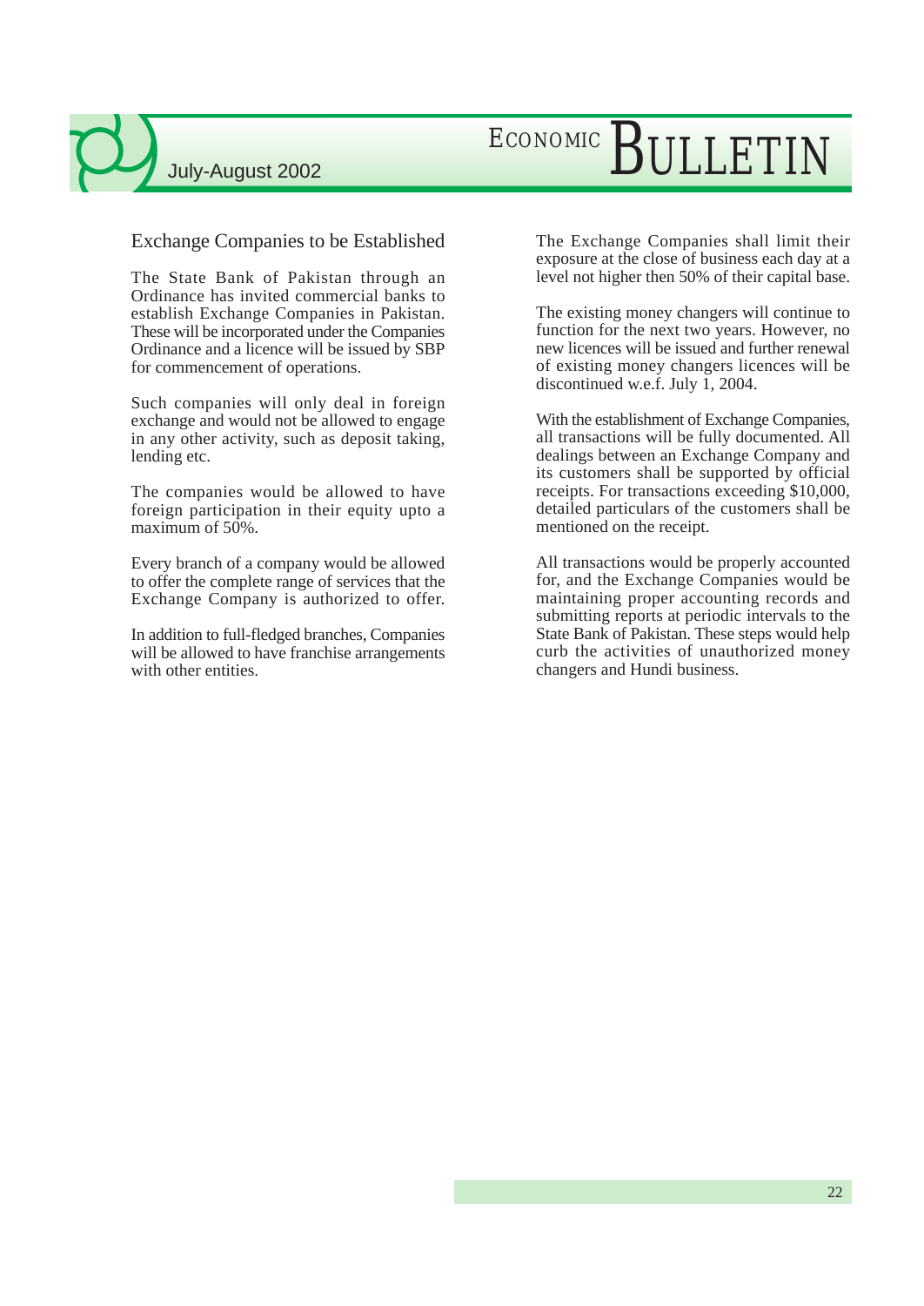## Exchange Companies to be Established

The State Bank of Pakistan through an Ordinance has invited commercial banks to establish Exchange Companies in Pakistan. These will be incorporated under the Companies Ordinance and a licence will be issued by SBP for commencement of operations.

Such companies will only deal in foreign exchange and would not be allowed to engage in any other activity, such as deposit taking, lending etc.

The companies would be allowed to have foreign participation in their equity upto a maximum of 50%.

Every branch of a company would be allowed to offer the complete range of services that the Exchange Company is authorized to offer.

In addition to full-fledged branches, Companies will be allowed to have franchise arrangements with other entities.

The Exchange Companies shall limit their exposure at the close of business each day at a level not higher then 50% of their capital base.

The existing money changers will continue to function for the next two years. However, no new licences will be issued and further renewal of existing money changers licences will be discontinued w.e.f. July 1, 2004.

With the establishment of Exchange Companies, all transactions will be fully documented. All dealings between an Exchange Company and its customers shall be supported by official receipts. For transactions exceeding $10,000, detailed particulars of the customers shall be mentioned on the receipt.

All transactions would be properly accounted for, and the Exchange Companies would be maintaining proper accounting records and submitting reports at periodic intervals to the State Bank of Pakistan. These steps would help curb the activities of unauthorized money changers and Hundi business.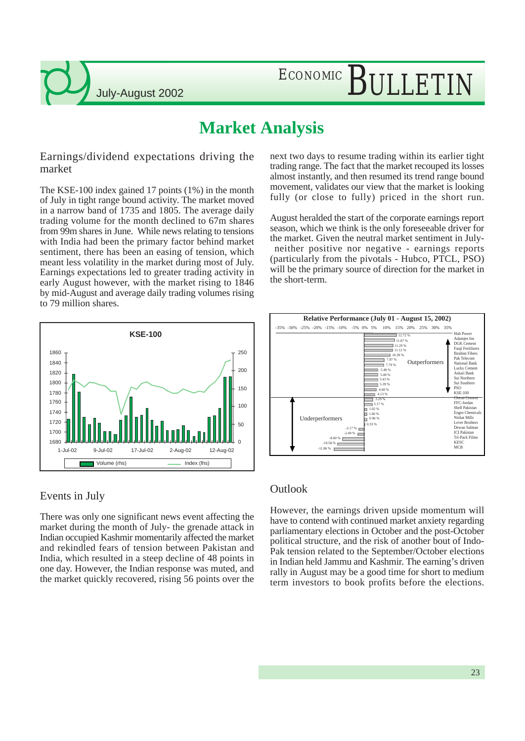# Market Analysis

## Earnings/dividend expectations driving the market

The KSE-100 index gained 17 points (1%) in the month of July in tight range bound activity. The market moved in a narrow band of 1735 and 1805. The average daily trading volume for the month declined to 67m shares from 99m shares in June. While news relating to tensions with India had been the primary factor behind market sentiment, there has been an easing of tension, which meant less volatility in the market during most of July. Earnings expectations led to greater trading activity in early August however, with the market rising to 1846 by mid-August and average daily trading volumes rising to 79 million shares.

KSE-100

Volume (rhs) — Index (lhs)

## Events in July

There was only one significant news event affecting the market during the month of July- the grenade attack in Indian occupied Kashmir momentarily affected the market and rekindled fears of tension between Pakistan and India, which resulted in a steep decline of 48 points in one day. However, the Indian response was muted, and the market quickly recovered, rising 56 points over the next two days to resume trading within its earlier tight trading range. The fact that the market recouped its losses almost instantly, and then resumed its trend range bound movement, validates our view that the market is looking fully (or close to fully) priced in the short run.

August heralded the start of the corporate earnings report season, which we think is the only foreseeable driver for the market. Given the neutral market sentiment in July- neither positive nor negative - earnings reports (particularly from the pivotals - Hubco, PTCL, PSO) will be the primary source of direction for the market in the short-term.

Relative Performance (July 01 - August 15, 2002)

| Company | Performance |
|---|---|
| Hub Power | 12.72 % |
| Adamjee Ins | 11.87 % |
| DGK Cement | 11.29 % |
| Fauji Fertilizers | 11.12 % |
| Ibrahim Fibers | 10.39 % |
| Pak Telecom | 7.87 % |
| National Bank | 7.79 % |
| Lucky Cement | 5.49 % |
| Askari Bank | 5.48 % |
| Sui Northern | 5.43 % |
| Sui Southern | 5.39 % |
| PSO | 4.68 % |
| KSE-100 | 4.13 % |
| Cherat Cement | 3.29 % |
| FFC-Jordan | 3.17 % |
| Shell Pakistan | 1.02 % |
| Engro Chemicals | 1.00 % |
| Nishat Mills | 0.96 % |
| Lever Brothers | 0.33 % |
| Dewan Salman | -2.17 % |
| ICI Pakistan | -2.49 % |
| Tri-Pack Films | -8.60 % |
| KESC | -10.58 % |
| MCB | -11.86 % |

Outperformers (above KSE-100); Underperformers (below KSE-100)

## Outlook

However, the earnings driven upside momentum will have to contend with continued market anxiety regarding parliamentary elections in October and the post-October political structure, and the risk of another bout of Indo-Pak tension related to the September/October elections in Indian held Jammu and Kashmir. The earning's driven rally in August may be a good time for short to medium term investors to book profits before the elections.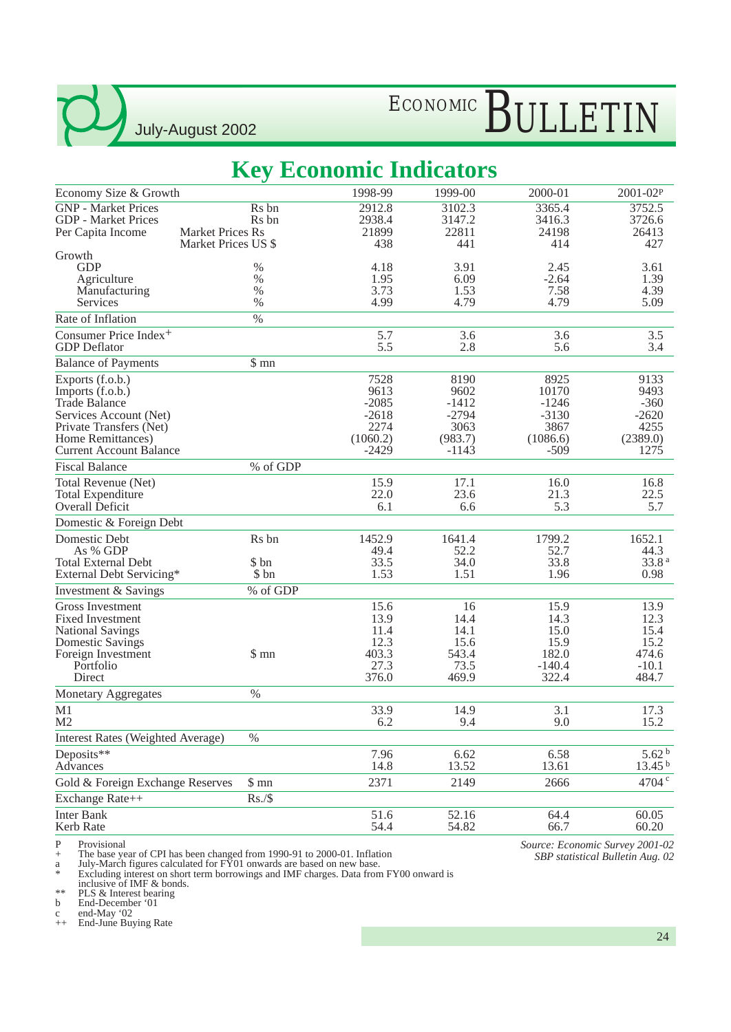# Key Economic Indicators

| Economy Size & Growth | | 1998-99 | 1999-00 | 2000-01 | 2001-02[P] |
|---|---|---|---|---|---|
| GNP - Market Prices | Rs bn | 2912.8 | 3102.3 | 3365.4 | 3752.5 |
| GDP - Market Prices | Rs bn | 2938.4 | 3147.2 | 3416.3 | 3726.6 |
| Per Capita Income | Market Prices Rs | 21899 | 22811 | 24198 | 26413 |
| | Market Prices US $ | 438 | 441 | 414 | 427 |
| Growth | | | | | |
| GDP | % | 4.18 | 3.91 | 2.45 | 3.61 |
| Agriculture | % | 1.95 | 6.09 | -2.64 | 1.39 |
| Manufacturing | % | 3.73 | 1.53 | 7.58 | 4.39 |
| Services | % | 4.99 | 4.79 | 4.79 | 5.09 |
| **Rate of Inflation** | % | | | | |
| Consumer Price Index+ | | 5.7 | 3.6 | 3.6 | 3.5 |
| GDP Deflator | | 5.5 | 2.8 | 5.6 | 3.4 |
| **Balance of Payments** | $ mn | | | | |
| Exports (f.o.b.) | | 7528 | 8190 | 8925 | 9133 |
| Imports (f.o.b.) | | 9613 | 9602 | 10170 | 9493 |
| Trade Balance | | -2085 | -1412 | -1246 | -360 |
| Services Account (Net) | | -2618 | -2794 | -3130 | -2620 |
| Private Transfers (Net) | | 2274 | 3063 | 3867 | 4255 |
| Home Remittances) | | (1060.2) | (983.7) | (1086.6) | (2389.0) |
| Current Account Balance | | -2429 | -1143 | -509 | 1275 |
| **Fiscal Balance** | % of GDP | | | | |
| Total Revenue (Net) | | 15.9 | 17.1 | 16.0 | 16.8 |
| Total Expenditure | | 22.0 | 23.6 | 21.3 | 22.5 |
| Overall Deficit | | 6.1 | 6.6 | 5.3 | 5.7 |
| **Domestic & Foreign Debt** | | | | | |
| Domestic Debt | Rs bn | 1452.9 | 1641.4 | 1799.2 | 1652.1 |
| As % GDP | | 49.4 | 52.2 | 52.7 | 44.3 |
| Total External Debt | $ bn | 33.5 | 34.0 | 33.8 | 33.8[a] |
| External Debt Servicing* | $ bn | 1.53 | 1.51 | 1.96 | 0.98 |
| **Investment & Savings** | % of GDP | | | | |
| Gross Investment | | 15.6 | 16 | 15.9 | 13.9 |
| Fixed Investment | | 13.9 | 14.4 | 14.3 | 12.3 |
| National Savings | | 11.4 | 14.1 | 15.0 | 15.4 |
| Domestic Savings | | 12.3 | 15.6 | 15.9 | 15.2 |
| Foreign Investment | $ mn | 403.3 | 543.4 | 182.0 | 474.6 |
| Portfolio | | 27.3 | 73.5 | -140.4 | -10.1 |
| Direct | | 376.0 | 469.9 | 322.4 | 484.7 |
| **Monetary Aggregates** | % | | | | |
| M1 | | 33.9 | 14.9 | 3.1 | 17.3 |
| M2 | | 6.2 | 9.4 | 9.0 | 15.2 |
| **Interest Rates (Weighted Average)** | % | | | | |
| Deposits** | | 7.96 | 6.62 | 6.58 | 5.62[b] |
| Advances | | 14.8 | 13.52 | 13.61 | 13.45[b] |
| **Gold & Foreign Exchange Reserves** | $ mn | 2371 | 2149 | 2666 | 4704[c] |
| **Exchange Rate++** | Rs./$ | | | | |
| Inter Bank | | 51.6 | 52.16 | 64.4 | 60.05 |
| Kerb Rate | | 54.4 | 54.82 | 66.7 | 60.20 |

P Provisional
\+ The base year of CPI has been changed from 1990-91 to 2000-01. Inflation
a July-March figures calculated for FY01 onwards are based on new base.
\* Excluding interest on short term borrowings and IMF charges. Data from FY00 onward is inclusive of IMF & bonds.
** PLS & Interest bearing
b End-December '01
c end-May '02
++ End-June Buying Rate

*Source: Economic Survey 2001-02*
*SBP statistical Bulletin Aug. 02*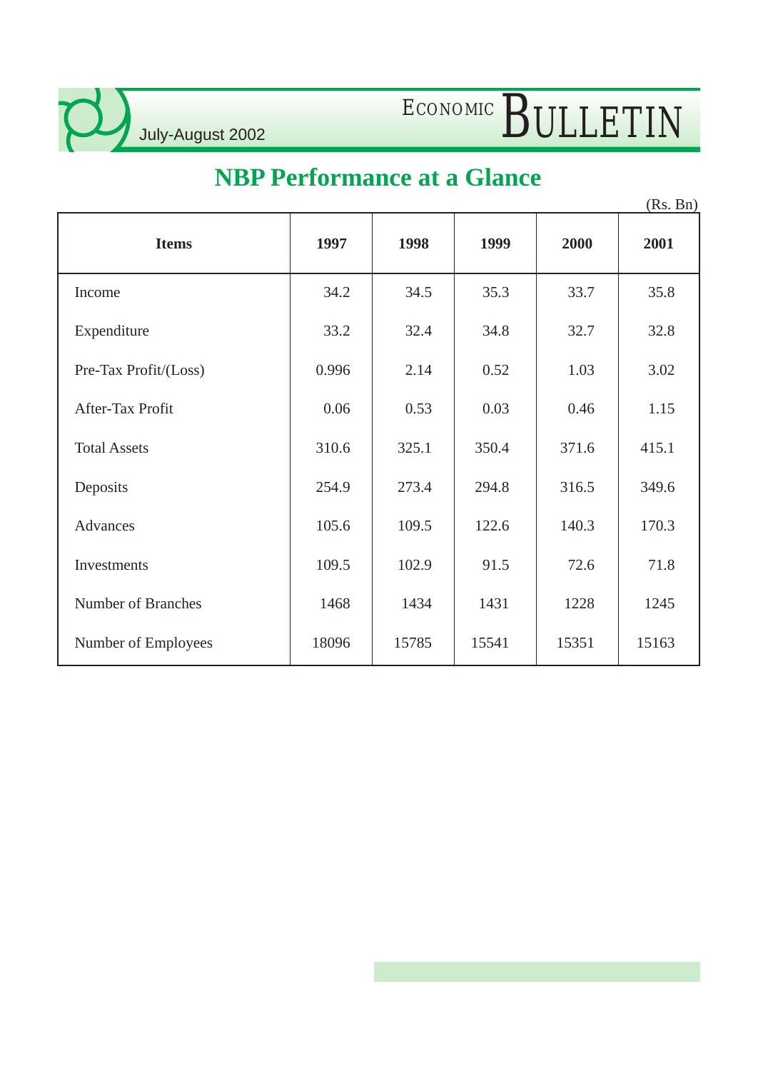# NBP Performance at a Glance

(Rs. Bn)

| Items | 1997 | 1998 | 1999 | 2000 | 2001 |
|---|---|---|---|---|---|
| Income | 34.2 | 34.5 | 35.3 | 33.7 | 35.8 |
| Expenditure | 33.2 | 32.4 | 34.8 | 32.7 | 32.8 |
| Pre-Tax Profit/(Loss) | 0.996 | 2.14 | 0.52 | 1.03 | 3.02 |
| After-Tax Profit | 0.06 | 0.53 | 0.03 | 0.46 | 1.15 |
| Total Assets | 310.6 | 325.1 | 350.4 | 371.6 | 415.1 |
| Deposits | 254.9 | 273.4 | 294.8 | 316.5 | 349.6 |
| Advances | 105.6 | 109.5 | 122.6 | 140.3 | 170.3 |
| Investments | 109.5 | 102.9 | 91.5 | 72.6 | 71.8 |
| Number of Branches | 1468 | 1434 | 1431 | 1228 | 1245 |
| Number of Employees | 18096 | 15785 | 15541 | 15351 | 15163 |